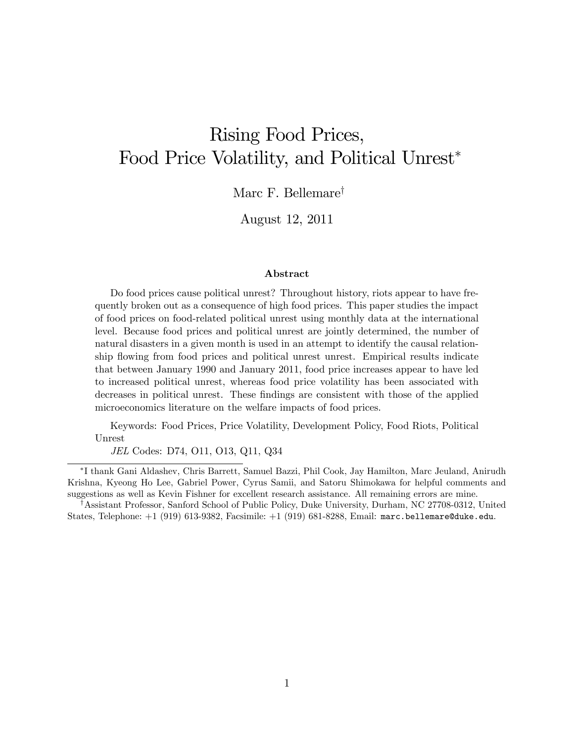# Rising Food Prices, Food Price Volatility, and Political Unrest*

Marc F. Bellemare†

August 12, 2011

### Abstract

Do food prices cause political unrest? Throughout history, riots appear to have frequently broken out as a consequence of high food prices. This paper studies the impact of food prices on food-related political unrest using monthly data at the international level. Because food prices and political unrest are jointly determined, the number of natural disasters in a given month is used in an attempt to identify the causal relationship flowing from food prices and political unrest unrest. Empirical results indicate that between January 1990 and January 2011, food price increases appear to have led to increased political unrest, whereas food price volatility has been associated with decreases in political unrest. These findings are consistent with those of the applied microeconomics literature on the welfare impacts of food prices.

Keywords: Food Prices, Price Volatility, Development Policy, Food Riots, Political Unrest

*JEL* Codes: D74, O11, O13, Q11, Q34

---

*I thank Gani Aldashev, Chris Barrett, Samuel Bazzi, Phil Cook, Jay Hamilton, Marc Jeuland, Anirudh Krishna, Kyeong Ho Lee, Gabriel Power, Cyrus Samii, and Satoru Shimokawa for helpful comments and suggestions as well as Kevin Fishner for excellent research assistance. All remaining errors are mine.

†Assistant Professor, Sanford School of Public Policy, Duke University, Durham, NC 27708-0312, United States, Telephone: +1 (919) 613-9382, Facsimile: +1 (919) 681-8288, Email: marc.bellemare@duke.edu.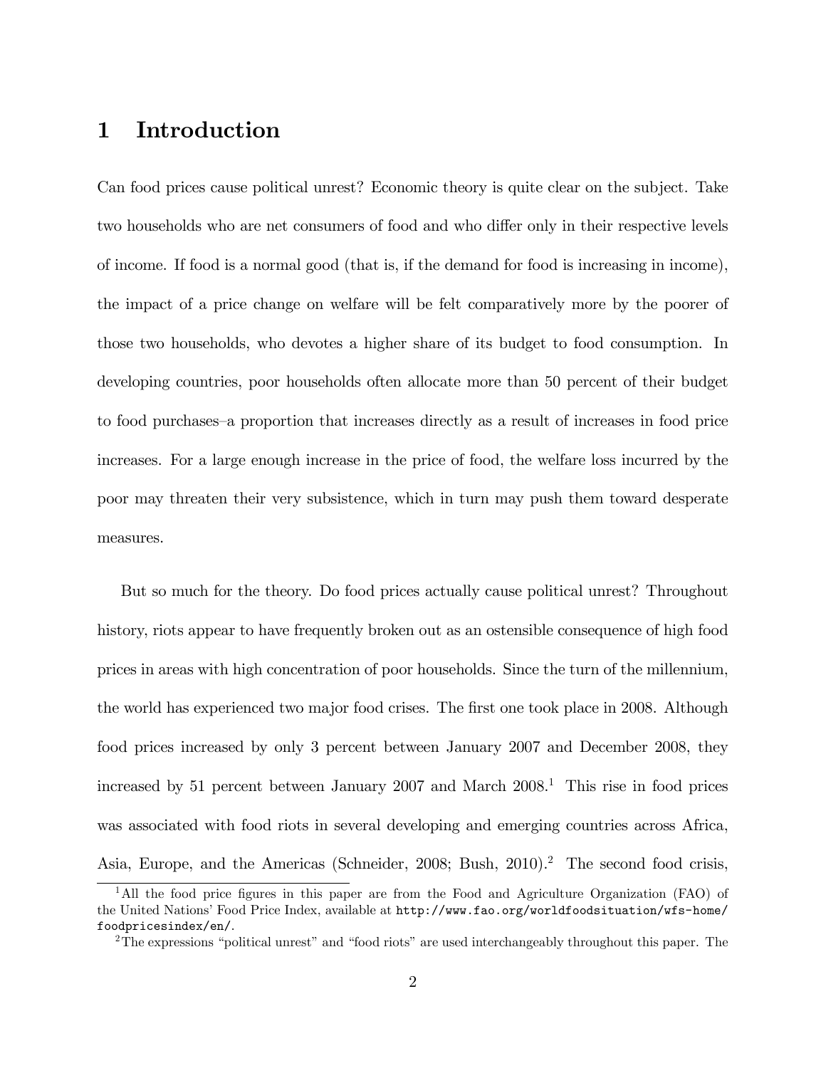# 1 Introduction

Can food prices cause political unrest? Economic theory is quite clear on the subject. Take two households who are net consumers of food and who differ only in their respective levels of income. If food is a normal good (that is, if the demand for food is increasing in income), the impact of a price change on welfare will be felt comparatively more by the poorer of those two households, who devotes a higher share of its budget to food consumption. In developing countries, poor households often allocate more than 50 percent of their budget to food purchases–a proportion that increases directly as a result of increases in food price increases. For a large enough increase in the price of food, the welfare loss incurred by the poor may threaten their very subsistence, which in turn may push them toward desperate measures.

But so much for the theory. Do food prices actually cause political unrest? Throughout history, riots appear to have frequently broken out as an ostensible consequence of high food prices in areas with high concentration of poor households. Since the turn of the millennium, the world has experienced two major food crises. The first one took place in 2008. Although food prices increased by only 3 percent between January 2007 and December 2008, they increased by 51 percent between January 2007 and March 2008.[1] This rise in food prices was associated with food riots in several developing and emerging countries across Africa, Asia, Europe, and the Americas (Schneider, 2008; Bush, 2010).[2] The second food crisis,

[1] All the food price figures in this paper are from the Food and Agriculture Organization (FAO) of the United Nations' Food Price Index, available at http://www.fao.org/worldfoodsituation/wfs-home/foodpricesindex/en/.

[2] The expressions "political unrest" and "food riots" are used interchangeably throughout this paper. The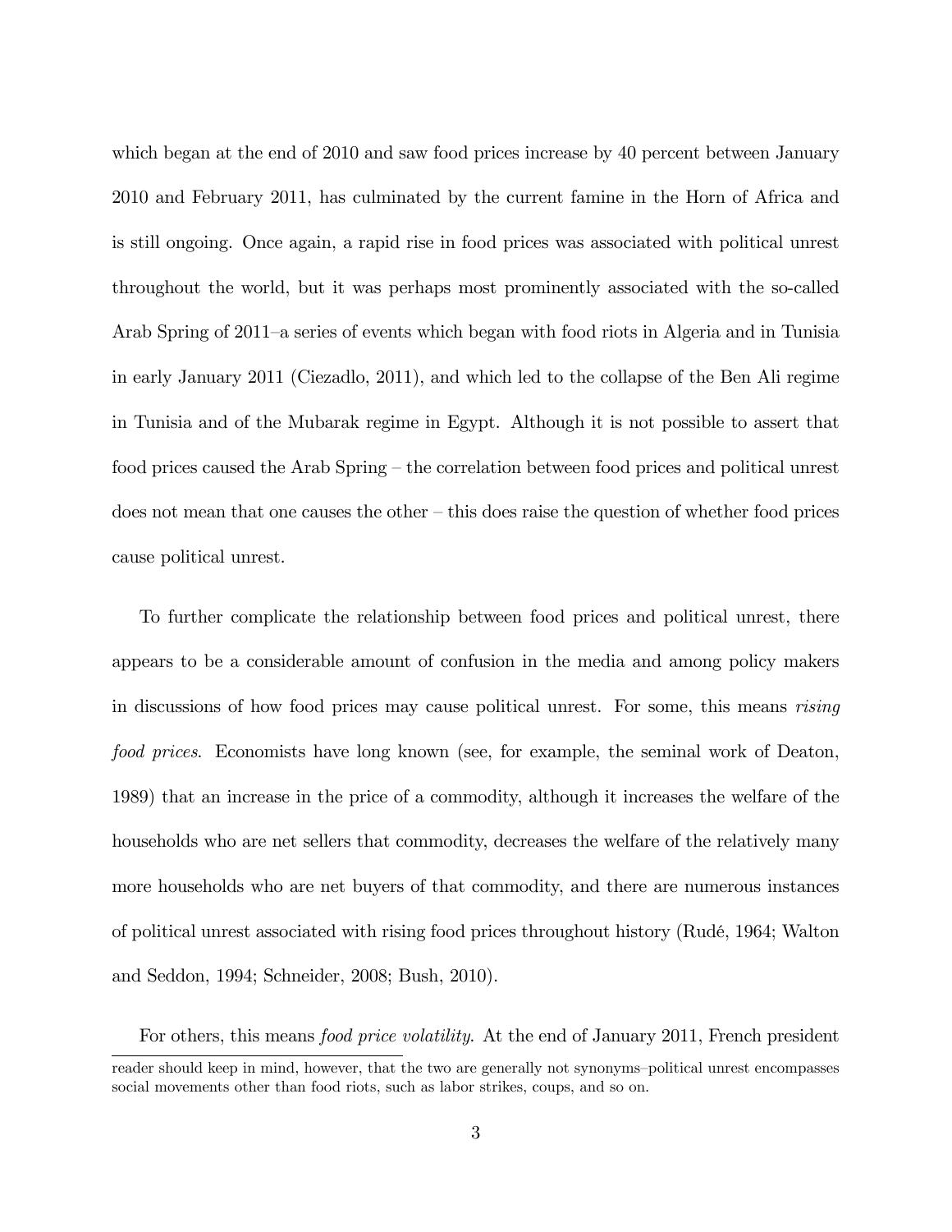which began at the end of 2010 and saw food prices increase by 40 percent between January 2010 and February 2011, has culminated by the current famine in the Horn of Africa and is still ongoing. Once again, a rapid rise in food prices was associated with political unrest throughout the world, but it was perhaps most prominently associated with the so-called Arab Spring of 2011–a series of events which began with food riots in Algeria and in Tunisia in early January 2011 (Ciezadlo, 2011), and which led to the collapse of the Ben Ali regime in Tunisia and of the Mubarak regime in Egypt. Although it is not possible to assert that food prices caused the Arab Spring – the correlation between food prices and political unrest does not mean that one causes the other – this does raise the question of whether food prices cause political unrest.

To further complicate the relationship between food prices and political unrest, there appears to be a considerable amount of confusion in the media and among policy makers in discussions of how food prices may cause political unrest. For some, this means *rising food prices*. Economists have long known (see, for example, the seminal work of Deaton, 1989) that an increase in the price of a commodity, although it increases the welfare of the households who are net sellers that commodity, decreases the welfare of the relatively many more households who are net buyers of that commodity, and there are numerous instances of political unrest associated with rising food prices throughout history (Rudé, 1964; Walton and Seddon, 1994; Schneider, 2008; Bush, 2010).

For others, this means *food price volatility*. At the end of January 2011, French president

reader should keep in mind, however, that the two are generally not synonyms–political unrest encompasses social movements other than food riots, such as labor strikes, coups, and so on.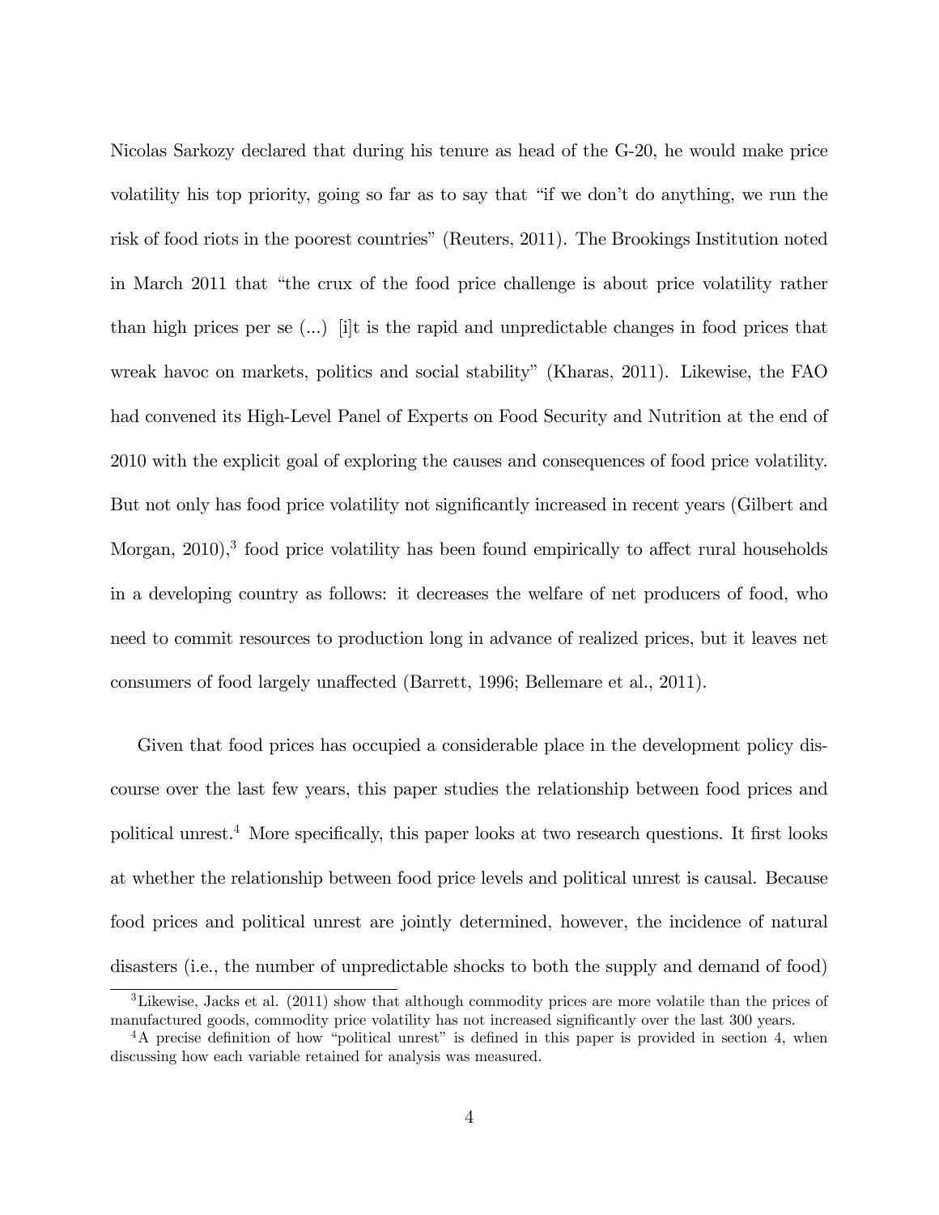Nicolas Sarkozy declared that during his tenure as head of the G-20, he would make price volatility his top priority, going so far as to say that "if we don't do anything, we run the risk of food riots in the poorest countries" (Reuters, 2011). The Brookings Institution noted in March 2011 that "the crux of the food price challenge is about price volatility rather than high prices per se (...) [i]t is the rapid and unpredictable changes in food prices that wreak havoc on markets, politics and social stability" (Kharas, 2011). Likewise, the FAO had convened its High-Level Panel of Experts on Food Security and Nutrition at the end of 2010 with the explicit goal of exploring the causes and consequences of food price volatility. But not only has food price volatility not significantly increased in recent years (Gilbert and Morgan, 2010),[3] food price volatility has been found empirically to affect rural households in a developing country as follows: it decreases the welfare of net producers of food, who need to commit resources to production long in advance of realized prices, but it leaves net consumers of food largely unaffected (Barrett, 1996; Bellemare et al., 2011).

Given that food prices has occupied a considerable place in the development policy discourse over the last few years, this paper studies the relationship between food prices and political unrest.[4] More specifically, this paper looks at two research questions. It first looks at whether the relationship between food price levels and political unrest is causal. Because food prices and political unrest are jointly determined, however, the incidence of natural disasters (i.e., the number of unpredictable shocks to both the supply and demand of food)

[3]Likewise, Jacks et al. (2011) show that although commodity prices are more volatile than the prices of manufactured goods, commodity price volatility has not increased significantly over the last 300 years.

[4]A precise definition of how "political unrest" is defined in this paper is provided in section 4, when discussing how each variable retained for analysis was measured.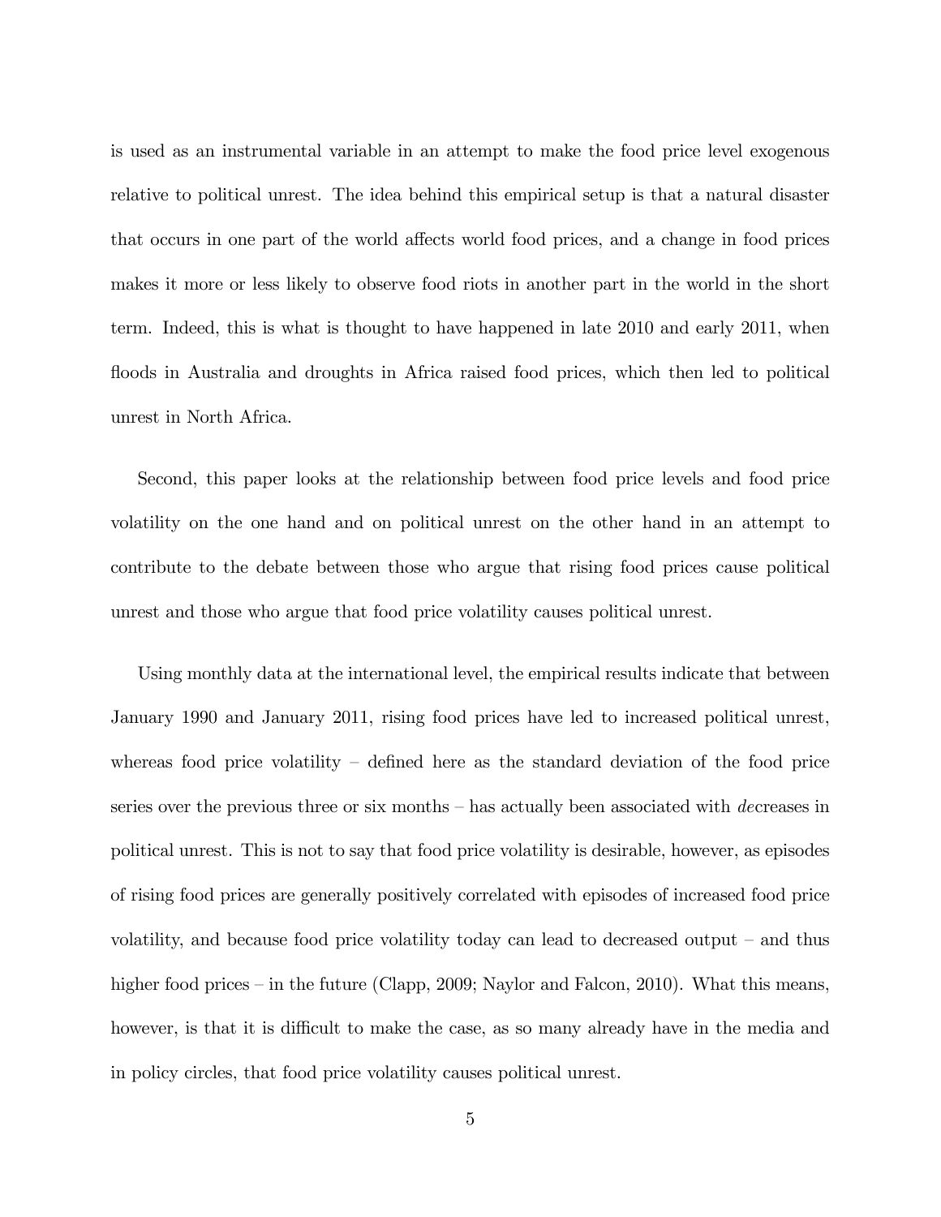is used as an instrumental variable in an attempt to make the food price level exogenous relative to political unrest. The idea behind this empirical setup is that a natural disaster that occurs in one part of the world affects world food prices, and a change in food prices makes it more or less likely to observe food riots in another part in the world in the short term. Indeed, this is what is thought to have happened in late 2010 and early 2011, when floods in Australia and droughts in Africa raised food prices, which then led to political unrest in North Africa.

Second, this paper looks at the relationship between food price levels and food price volatility on the one hand and on political unrest on the other hand in an attempt to contribute to the debate between those who argue that rising food prices cause political unrest and those who argue that food price volatility causes political unrest.

Using monthly data at the international level, the empirical results indicate that between January 1990 and January 2011, rising food prices have led to increased political unrest, whereas food price volatility – defined here as the standard deviation of the food price series over the previous three or six months – has actually been associated with *de*creases in political unrest. This is not to say that food price volatility is desirable, however, as episodes of rising food prices are generally positively correlated with episodes of increased food price volatility, and because food price volatility today can lead to decreased output – and thus higher food prices – in the future (Clapp, 2009; Naylor and Falcon, 2010). What this means, however, is that it is difficult to make the case, as so many already have in the media and in policy circles, that food price volatility causes political unrest.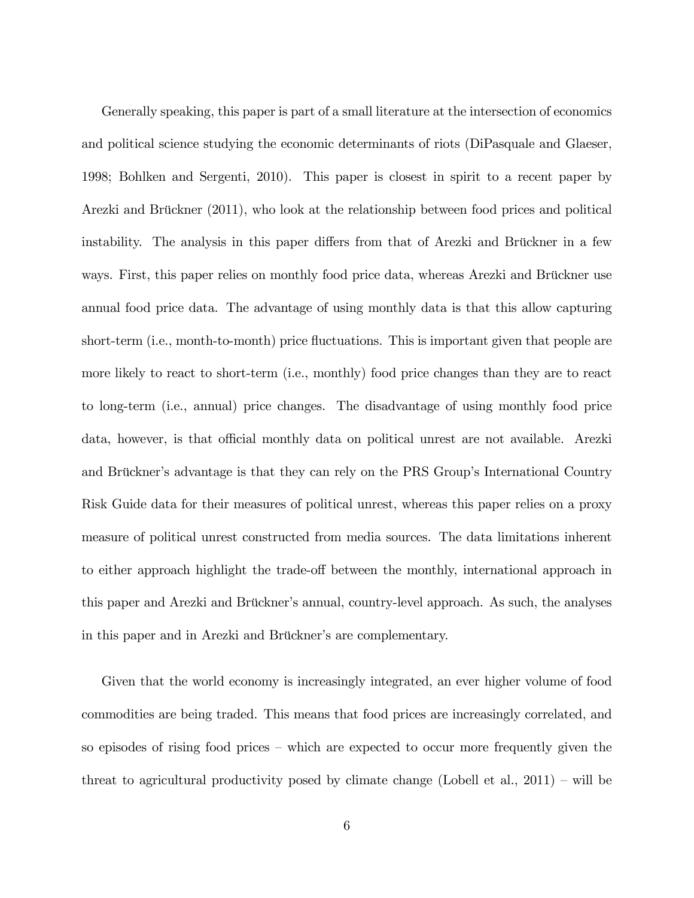Generally speaking, this paper is part of a small literature at the intersection of economics and political science studying the economic determinants of riots (DiPasquale and Glaeser, 1998; Bohlken and Sergenti, 2010). This paper is closest in spirit to a recent paper by Arezki and Brückner (2011), who look at the relationship between food prices and political instability. The analysis in this paper differs from that of Arezki and Brückner in a few ways. First, this paper relies on monthly food price data, whereas Arezki and Brückner use annual food price data. The advantage of using monthly data is that this allow capturing short-term (i.e., month-to-month) price fluctuations. This is important given that people are more likely to react to short-term (i.e., monthly) food price changes than they are to react to long-term (i.e., annual) price changes. The disadvantage of using monthly food price data, however, is that official monthly data on political unrest are not available. Arezki and Brückner's advantage is that they can rely on the PRS Group's International Country Risk Guide data for their measures of political unrest, whereas this paper relies on a proxy measure of political unrest constructed from media sources. The data limitations inherent to either approach highlight the trade-off between the monthly, international approach in this paper and Arezki and Brückner's annual, country-level approach. As such, the analyses in this paper and in Arezki and Brückner's are complementary.

Given that the world economy is increasingly integrated, an ever higher volume of food commodities are being traded. This means that food prices are increasingly correlated, and so episodes of rising food prices – which are expected to occur more frequently given the threat to agricultural productivity posed by climate change (Lobell et al., 2011) – will be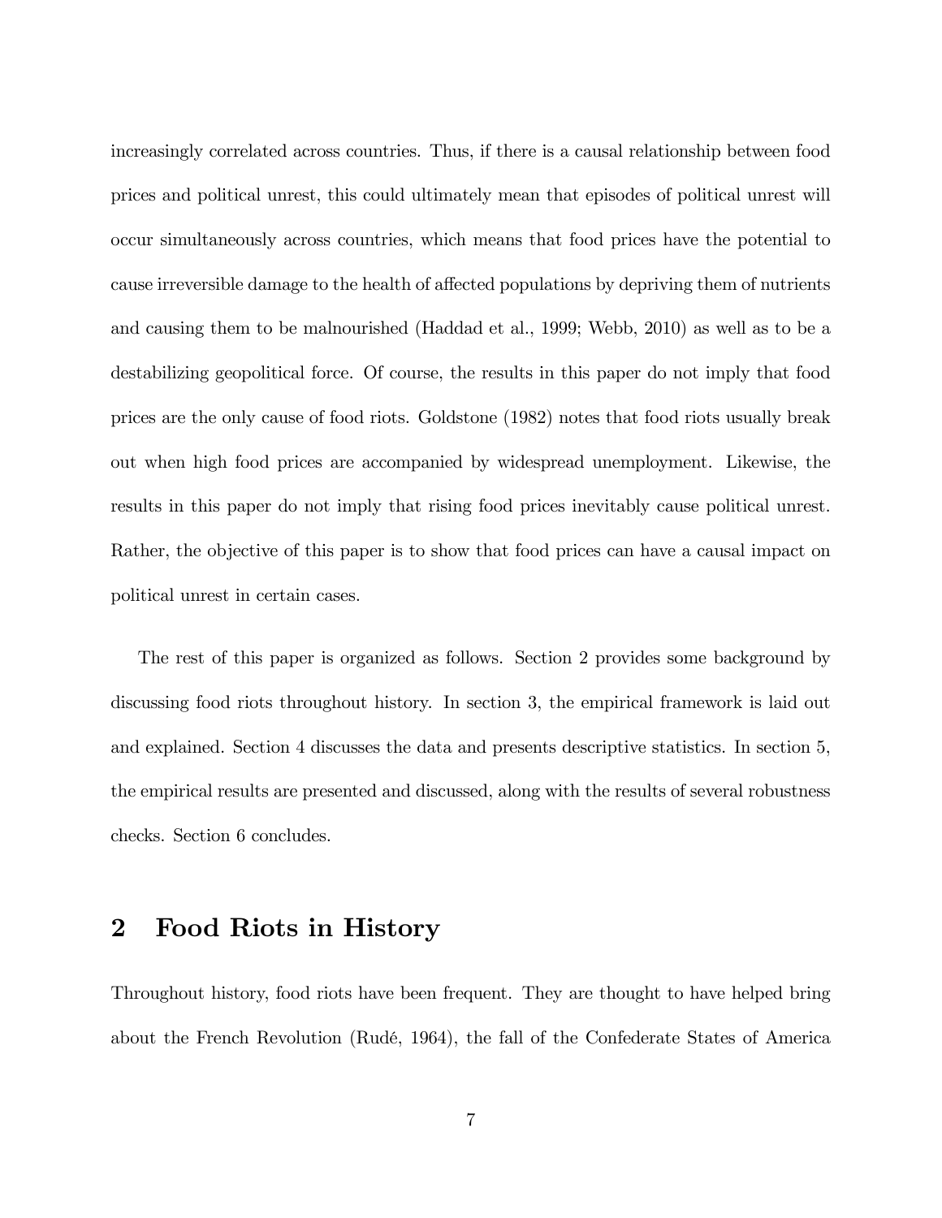increasingly correlated across countries. Thus, if there is a causal relationship between food prices and political unrest, this could ultimately mean that episodes of political unrest will occur simultaneously across countries, which means that food prices have the potential to cause irreversible damage to the health of affected populations by depriving them of nutrients and causing them to be malnourished (Haddad et al., 1999; Webb, 2010) as well as to be a destabilizing geopolitical force. Of course, the results in this paper do not imply that food prices are the only cause of food riots. Goldstone (1982) notes that food riots usually break out when high food prices are accompanied by widespread unemployment. Likewise, the results in this paper do not imply that rising food prices inevitably cause political unrest. Rather, the objective of this paper is to show that food prices can have a causal impact on political unrest in certain cases.

The rest of this paper is organized as follows. Section 2 provides some background by discussing food riots throughout history. In section 3, the empirical framework is laid out and explained. Section 4 discusses the data and presents descriptive statistics. In section 5, the empirical results are presented and discussed, along with the results of several robustness checks. Section 6 concludes.

## 2 Food Riots in History

Throughout history, food riots have been frequent. They are thought to have helped bring about the French Revolution (Rudé, 1964), the fall of the Confederate States of America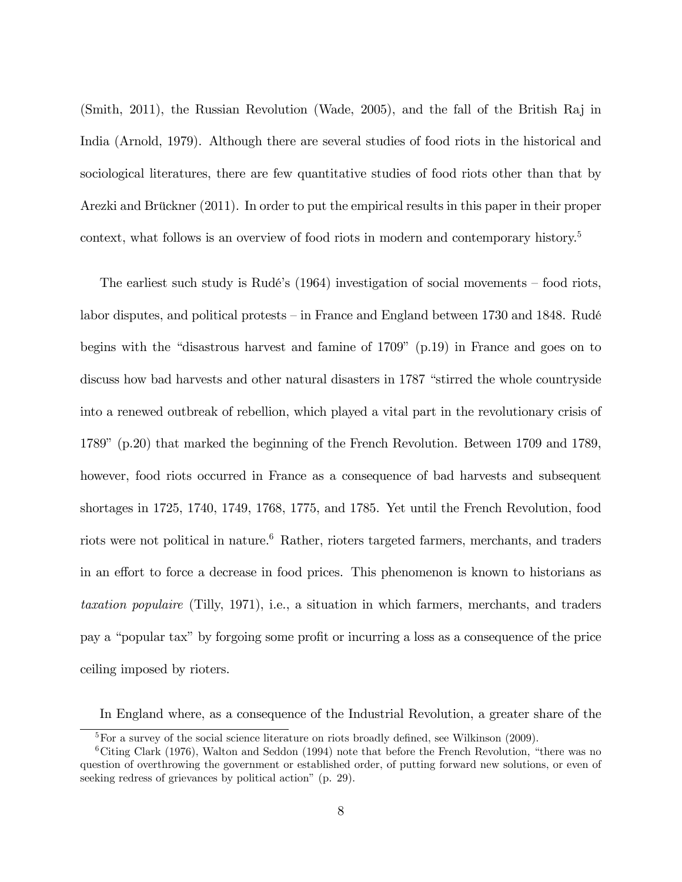(Smith, 2011), the Russian Revolution (Wade, 2005), and the fall of the British Raj in India (Arnold, 1979). Although there are several studies of food riots in the historical and sociological literatures, there are few quantitative studies of food riots other than that by Arezki and Brückner (2011). In order to put the empirical results in this paper in their proper context, what follows is an overview of food riots in modern and contemporary history.[5]

The earliest such study is Rudé's (1964) investigation of social movements – food riots, labor disputes, and political protests – in France and England between 1730 and 1848. Rudé begins with the "disastrous harvest and famine of 1709" (p.19) in France and goes on to discuss how bad harvests and other natural disasters in 1787 "stirred the whole countryside into a renewed outbreak of rebellion, which played a vital part in the revolutionary crisis of 1789" (p.20) that marked the beginning of the French Revolution. Between 1709 and 1789, however, food riots occurred in France as a consequence of bad harvests and subsequent shortages in 1725, 1740, 1749, 1768, 1775, and 1785. Yet until the French Revolution, food riots were not political in nature.[6] Rather, rioters targeted farmers, merchants, and traders in an effort to force a decrease in food prices. This phenomenon is known to historians as *taxation populaire* (Tilly, 1971), i.e., a situation in which farmers, merchants, and traders pay a "popular tax" by forgoing some profit or incurring a loss as a consequence of the price ceiling imposed by rioters.

In England where, as a consequence of the Industrial Revolution, a greater share of the

[5] For a survey of the social science literature on riots broadly defined, see Wilkinson (2009).

[6] Citing Clark (1976), Walton and Seddon (1994) note that before the French Revolution, "there was no question of overthrowing the government or established order, of putting forward new solutions, or even of seeking redress of grievances by political action" (p. 29).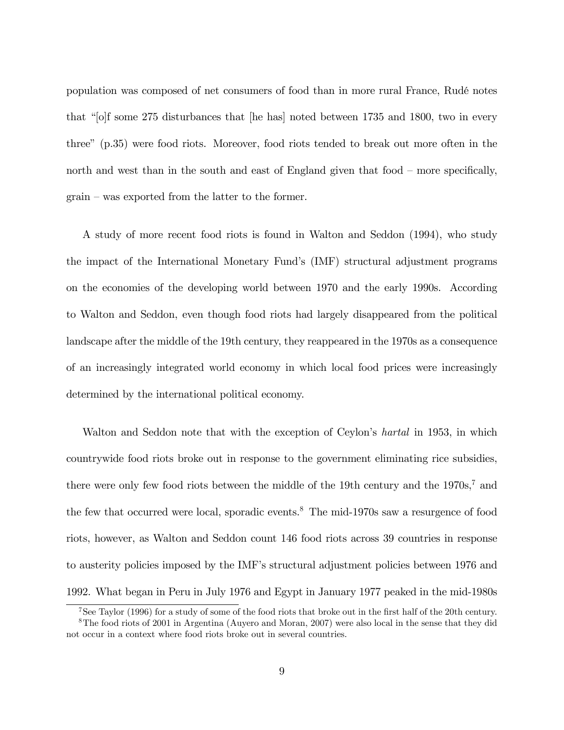population was composed of net consumers of food than in more rural France, Rudé notes that "[o]f some 275 disturbances that [he has] noted between 1735 and 1800, two in every three" (p.35) were food riots. Moreover, food riots tended to break out more often in the north and west than in the south and east of England given that food – more specifically, grain – was exported from the latter to the former.

A study of more recent food riots is found in Walton and Seddon (1994), who study the impact of the International Monetary Fund's (IMF) structural adjustment programs on the economies of the developing world between 1970 and the early 1990s. According to Walton and Seddon, even though food riots had largely disappeared from the political landscape after the middle of the 19th century, they reappeared in the 1970s as a consequence of an increasingly integrated world economy in which local food prices were increasingly determined by the international political economy.

Walton and Seddon note that with the exception of Ceylon's *hartal* in 1953, in which countrywide food riots broke out in response to the government eliminating rice subsidies, there were only few food riots between the middle of the 19th century and the 1970s,[7] and the few that occurred were local, sporadic events.[8] The mid-1970s saw a resurgence of food riots, however, as Walton and Seddon count 146 food riots across 39 countries in response to austerity policies imposed by the IMF's structural adjustment policies between 1976 and 1992. What began in Peru in July 1976 and Egypt in January 1977 peaked in the mid-1980s

[7] See Taylor (1996) for a study of some of the food riots that broke out in the first half of the 20th century.

[8] The food riots of 2001 in Argentina (Auyero and Moran, 2007) were also local in the sense that they did not occur in a context where food riots broke out in several countries.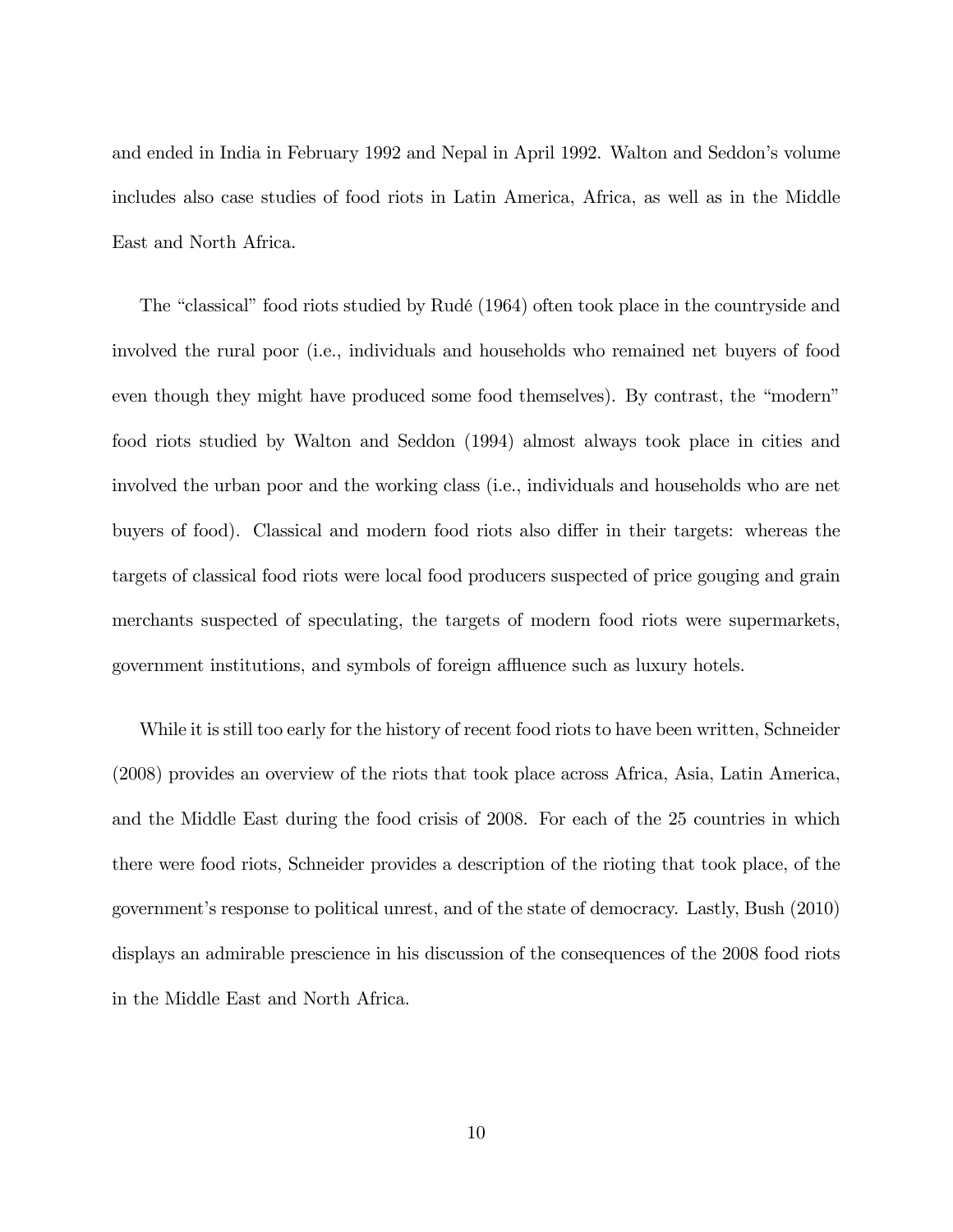and ended in India in February 1992 and Nepal in April 1992. Walton and Seddon's volume includes also case studies of food riots in Latin America, Africa, as well as in the Middle East and North Africa.

The "classical" food riots studied by Rudé (1964) often took place in the countryside and involved the rural poor (i.e., individuals and households who remained net buyers of food even though they might have produced some food themselves). By contrast, the "modern" food riots studied by Walton and Seddon (1994) almost always took place in cities and involved the urban poor and the working class (i.e., individuals and households who are net buyers of food). Classical and modern food riots also differ in their targets: whereas the targets of classical food riots were local food producers suspected of price gouging and grain merchants suspected of speculating, the targets of modern food riots were supermarkets, government institutions, and symbols of foreign affluence such as luxury hotels.

While it is still too early for the history of recent food riots to have been written, Schneider (2008) provides an overview of the riots that took place across Africa, Asia, Latin America, and the Middle East during the food crisis of 2008. For each of the 25 countries in which there were food riots, Schneider provides a description of the rioting that took place, of the government's response to political unrest, and of the state of democracy. Lastly, Bush (2010) displays an admirable prescience in his discussion of the consequences of the 2008 food riots in the Middle East and North Africa.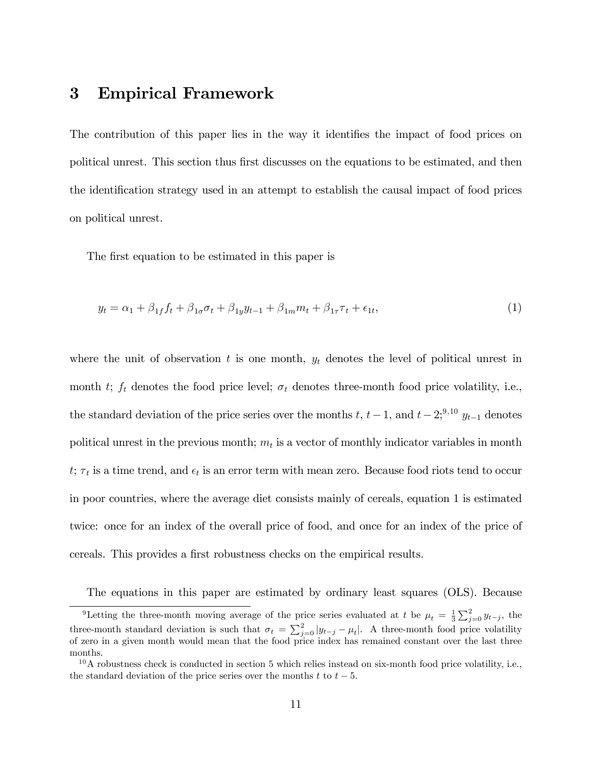# 3 Empirical Framework

The contribution of this paper lies in the way it identifies the impact of food prices on political unrest. This section thus first discusses on the equations to be estimated, and then the identification strategy used in an attempt to establish the causal impact of food prices on political unrest.

The first equation to be estimated in this paper is

$$y_t = \alpha_1 + \beta_{1f} f_t + \beta_{1\sigma} \sigma_t + \beta_{1y} y_{t-1} + \beta_{1m} m_t + \beta_{1\tau} \tau_t + \epsilon_{1t}, \tag{1}$$

where the unit of observation $t$ is one month, $y_t$ denotes the level of political unrest in month $t$; $f_t$ denotes the food price level; $\sigma_t$ denotes three-month food price volatility, i.e., the standard deviation of the price series over the months $t$, $t-1$, and $t-2$;[9,10] $y_{t-1}$ denotes political unrest in the previous month; $m_t$ is a vector of monthly indicator variables in month $t$; $\tau_t$ is a time trend, and $\epsilon_t$ is an error term with mean zero. Because food riots tend to occur in poor countries, where the average diet consists mainly of cereals, equation 1 is estimated twice: once for an index of the overall price of food, and once for an index of the price of cereals. This provides a first robustness checks on the empirical results.

The equations in this paper are estimated by ordinary least squares (OLS). Because

[9] Letting the three-month moving average of the price series evaluated at $t$ be $\mu_t = \frac{1}{3}\sum_{j=0}^{2} y_{t-j}$, the three-month standard deviation is such that $\sigma_t = \sum_{j=0}^{2} |y_{t-j} - \mu_t|$. A three-month food price volatility of zero in a given month would mean that the food price index has remained constant over the last three months.

[10] A robustness check is conducted in section 5 which relies instead on six-month food price volatility, i.e., the standard deviation of the price series over the months $t$ to $t-5$.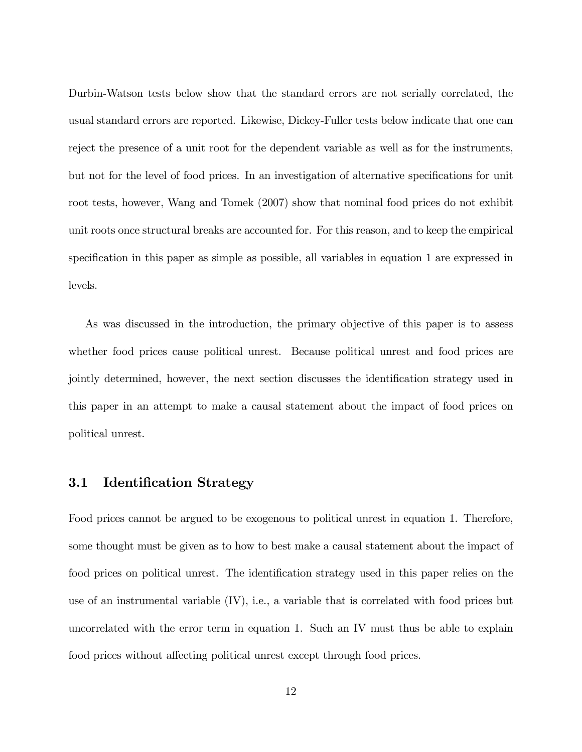Durbin-Watson tests below show that the standard errors are not serially correlated, the usual standard errors are reported. Likewise, Dickey-Fuller tests below indicate that one can reject the presence of a unit root for the dependent variable as well as for the instruments, but not for the level of food prices. In an investigation of alternative specifications for unit root tests, however, Wang and Tomek (2007) show that nominal food prices do not exhibit unit roots once structural breaks are accounted for. For this reason, and to keep the empirical specification in this paper as simple as possible, all variables in equation 1 are expressed in levels.

As was discussed in the introduction, the primary objective of this paper is to assess whether food prices cause political unrest. Because political unrest and food prices are jointly determined, however, the next section discusses the identification strategy used in this paper in an attempt to make a causal statement about the impact of food prices on political unrest.

## 3.1 Identification Strategy

Food prices cannot be argued to be exogenous to political unrest in equation 1. Therefore, some thought must be given as to how to best make a causal statement about the impact of food prices on political unrest. The identification strategy used in this paper relies on the use of an instrumental variable (IV), i.e., a variable that is correlated with food prices but uncorrelated with the error term in equation 1. Such an IV must thus be able to explain food prices without affecting political unrest except through food prices.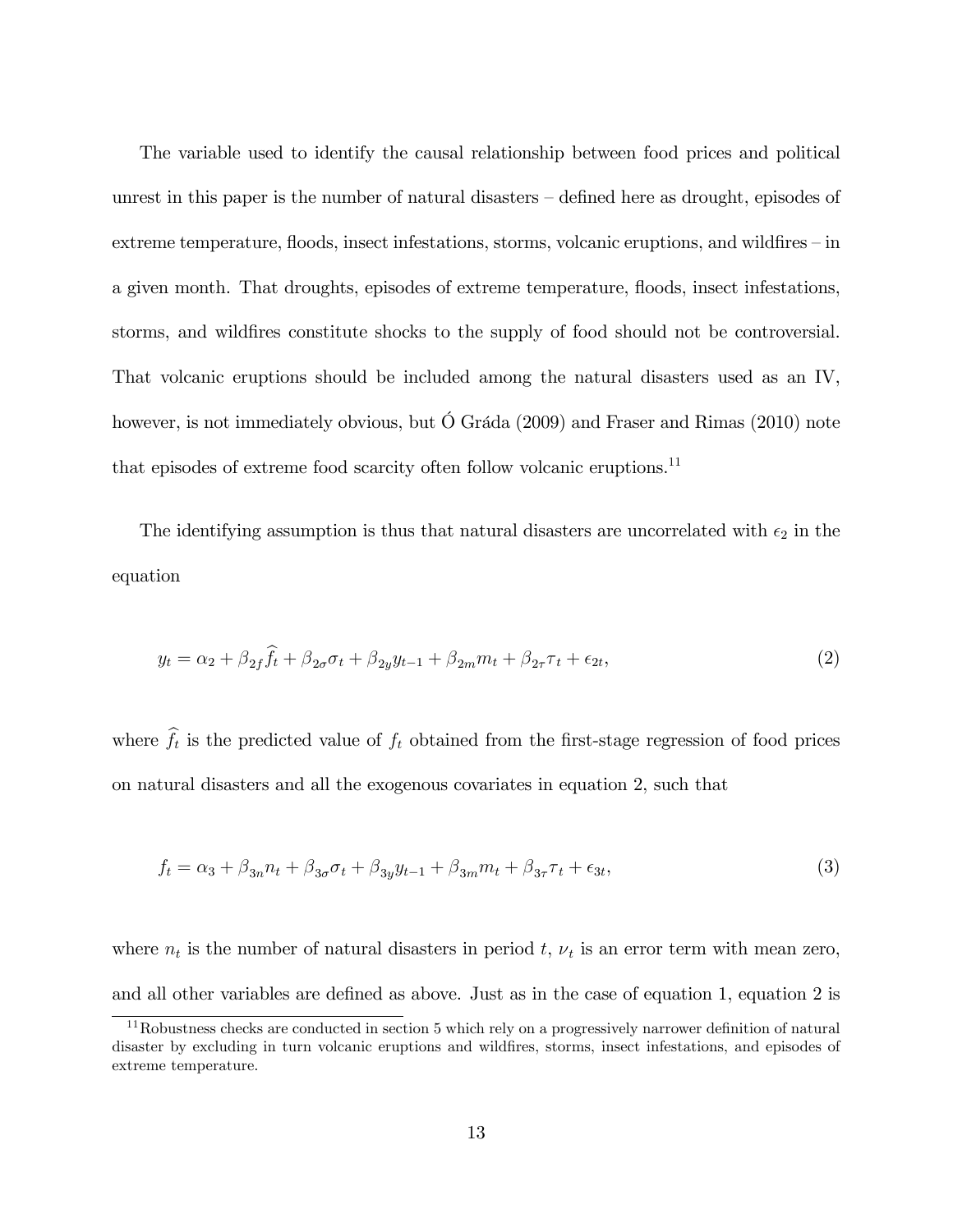The variable used to identify the causal relationship between food prices and political unrest in this paper is the number of natural disasters – defined here as drought, episodes of extreme temperature, floods, insect infestations, storms, volcanic eruptions, and wildfires – in a given month. That droughts, episodes of extreme temperature, floods, insect infestations, storms, and wildfires constitute shocks to the supply of food should not be controversial. That volcanic eruptions should be included among the natural disasters used as an IV, however, is not immediately obvious, but Ó Gráda (2009) and Fraser and Rimas (2010) note that episodes of extreme food scarcity often follow volcanic eruptions.[11]

The identifying assumption is thus that natural disasters are uncorrelated with $\epsilon_2$ in the equation

$$y_t = \alpha_2 + \beta_{2f}\widehat{f}_t + \beta_{2\sigma}\sigma_t + \beta_{2y}y_{t-1} + \beta_{2m}m_t + \beta_{2\tau}\tau_t + \epsilon_{2t}, \tag{2}$$

where $\widehat{f}_t$ is the predicted value of $f_t$ obtained from the first-stage regression of food prices on natural disasters and all the exogenous covariates in equation 2, such that

$$f_t = \alpha_3 + \beta_{3n}n_t + \beta_{3\sigma}\sigma_t + \beta_{3y}y_{t-1} + \beta_{3m}m_t + \beta_{3\tau}\tau_t + \epsilon_{3t}, \tag{3}$$

where $n_t$ is the number of natural disasters in period $t$, $\nu_t$ is an error term with mean zero, and all other variables are defined as above. Just as in the case of equation 1, equation 2 is

[11] Robustness checks are conducted in section 5 which rely on a progressively narrower definition of natural disaster by excluding in turn volcanic eruptions and wildfires, storms, insect infestations, and episodes of extreme temperature.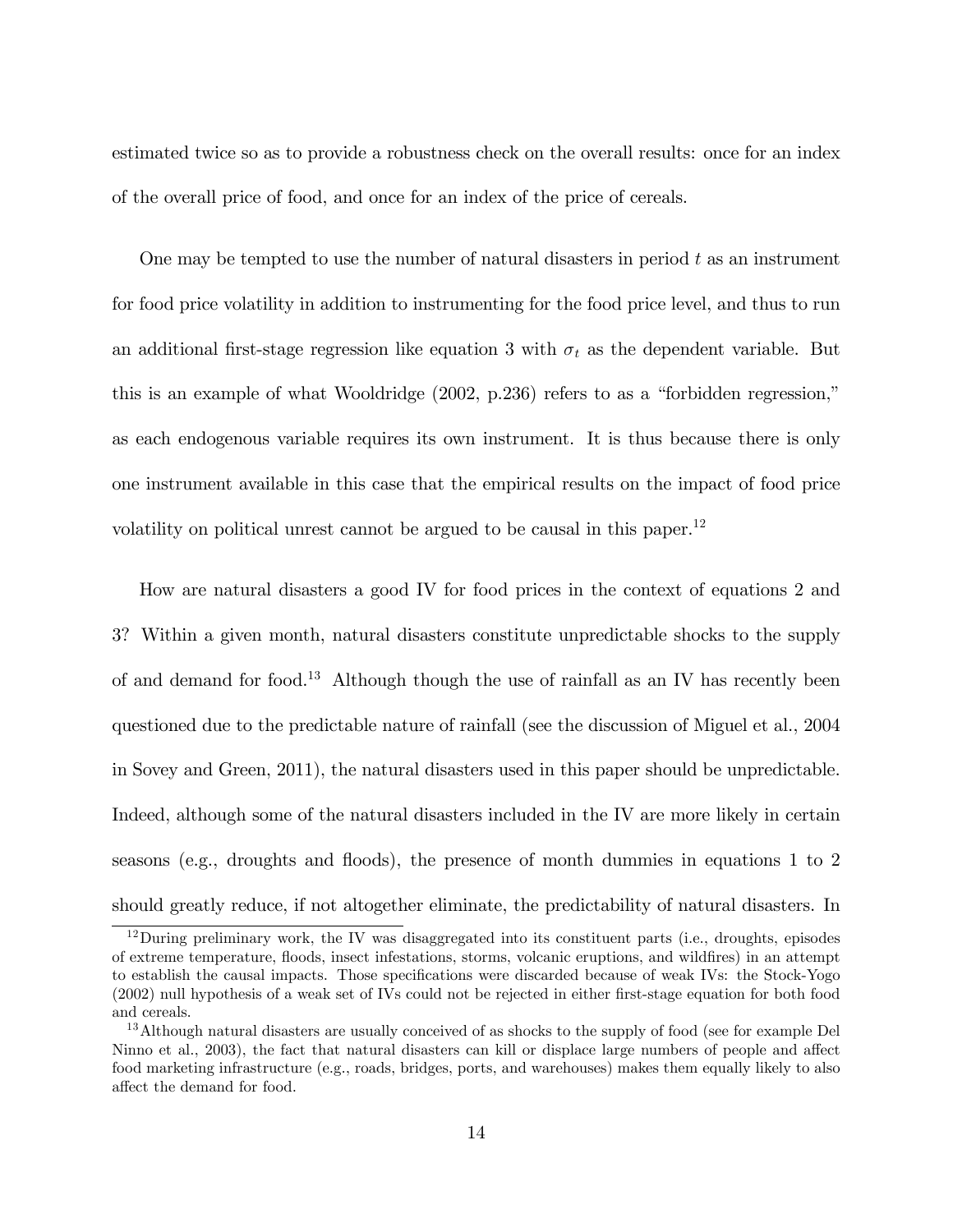estimated twice so as to provide a robustness check on the overall results: once for an index of the overall price of food, and once for an index of the price of cereals.

One may be tempted to use the number of natural disasters in period $t$ as an instrument for food price volatility in addition to instrumenting for the food price level, and thus to run an additional first-stage regression like equation 3 with $\sigma_t$ as the dependent variable. But this is an example of what Wooldridge (2002, p.236) refers to as a "forbidden regression," as each endogenous variable requires its own instrument. It is thus because there is only one instrument available in this case that the empirical results on the impact of food price volatility on political unrest cannot be argued to be causal in this paper.[12]

How are natural disasters a good IV for food prices in the context of equations 2 and 3? Within a given month, natural disasters constitute unpredictable shocks to the supply of and demand for food.[13] Although though the use of rainfall as an IV has recently been questioned due to the predictable nature of rainfall (see the discussion of Miguel et al., 2004 in Sovey and Green, 2011), the natural disasters used in this paper should be unpredictable. Indeed, although some of the natural disasters included in the IV are more likely in certain seasons (e.g., droughts and floods), the presence of month dummies in equations 1 to 2 should greatly reduce, if not altogether eliminate, the predictability of natural disasters. In

[12] During preliminary work, the IV was disaggregated into its constituent parts (i.e., droughts, episodes of extreme temperature, floods, insect infestations, storms, volcanic eruptions, and wildfires) in an attempt to establish the causal impacts. Those specifications were discarded because of weak IVs: the Stock-Yogo (2002) null hypothesis of a weak set of IVs could not be rejected in either first-stage equation for both food and cereals.

[13] Although natural disasters are usually conceived of as shocks to the supply of food (see for example Del Ninno et al., 2003), the fact that natural disasters can kill or displace large numbers of people and affect food marketing infrastructure (e.g., roads, bridges, ports, and warehouses) makes them equally likely to also affect the demand for food.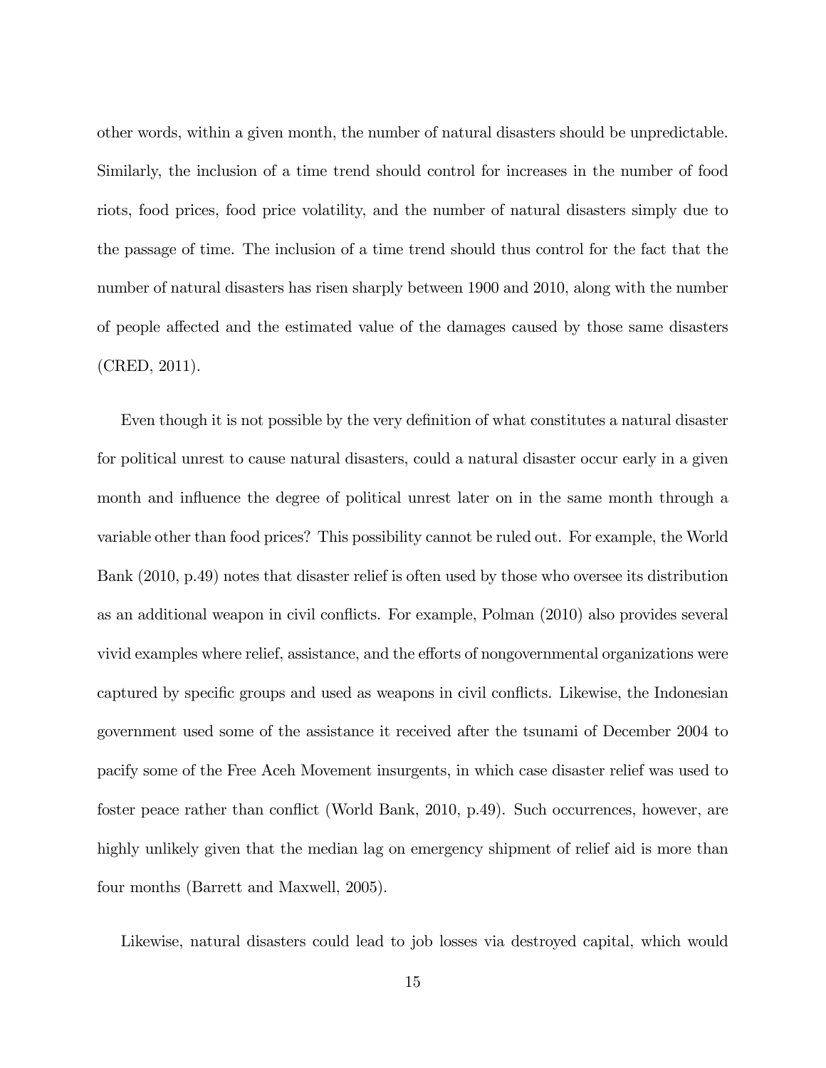other words, within a given month, the number of natural disasters should be unpredictable. Similarly, the inclusion of a time trend should control for increases in the number of food riots, food prices, food price volatility, and the number of natural disasters simply due to the passage of time. The inclusion of a time trend should thus control for the fact that the number of natural disasters has risen sharply between 1900 and 2010, along with the number of people affected and the estimated value of the damages caused by those same disasters (CRED, 2011).

Even though it is not possible by the very definition of what constitutes a natural disaster for political unrest to cause natural disasters, could a natural disaster occur early in a given month and influence the degree of political unrest later on in the same month through a variable other than food prices? This possibility cannot be ruled out. For example, the World Bank (2010, p.49) notes that disaster relief is often used by those who oversee its distribution as an additional weapon in civil conflicts. For example, Polman (2010) also provides several vivid examples where relief, assistance, and the efforts of nongovernmental organizations were captured by specific groups and used as weapons in civil conflicts. Likewise, the Indonesian government used some of the assistance it received after the tsunami of December 2004 to pacify some of the Free Aceh Movement insurgents, in which case disaster relief was used to foster peace rather than conflict (World Bank, 2010, p.49). Such occurrences, however, are highly unlikely given that the median lag on emergency shipment of relief aid is more than four months (Barrett and Maxwell, 2005).

Likewise, natural disasters could lead to job losses via destroyed capital, which would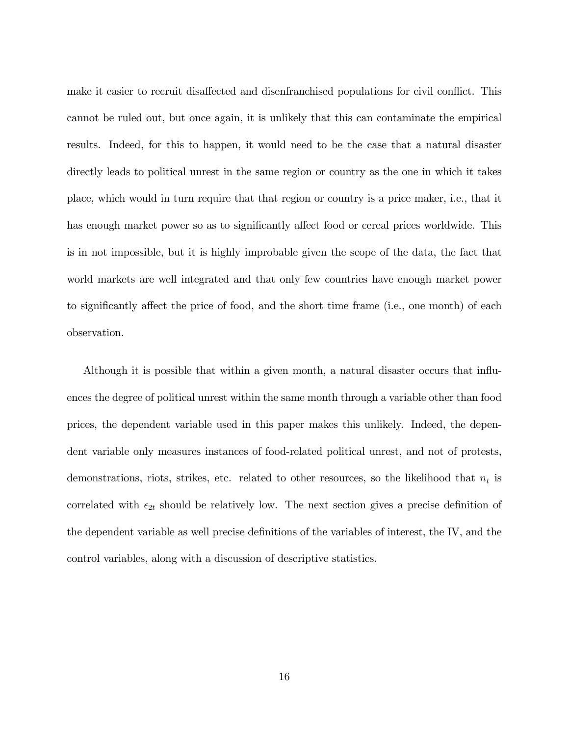make it easier to recruit disaffected and disenfranchised populations for civil conflict. This cannot be ruled out, but once again, it is unlikely that this can contaminate the empirical results. Indeed, for this to happen, it would need to be the case that a natural disaster directly leads to political unrest in the same region or country as the one in which it takes place, which would in turn require that that region or country is a price maker, i.e., that it has enough market power so as to significantly affect food or cereal prices worldwide. This is in not impossible, but it is highly improbable given the scope of the data, the fact that world markets are well integrated and that only few countries have enough market power to significantly affect the price of food, and the short time frame (i.e., one month) of each observation.

Although it is possible that within a given month, a natural disaster occurs that influences the degree of political unrest within the same month through a variable other than food prices, the dependent variable used in this paper makes this unlikely. Indeed, the dependent variable only measures instances of food-related political unrest, and not of protests, demonstrations, riots, strikes, etc. related to other resources, so the likelihood that $n_t$ is correlated with $\epsilon_{2t}$ should be relatively low. The next section gives a precise definition of the dependent variable as well precise definitions of the variables of interest, the IV, and the control variables, along with a discussion of descriptive statistics.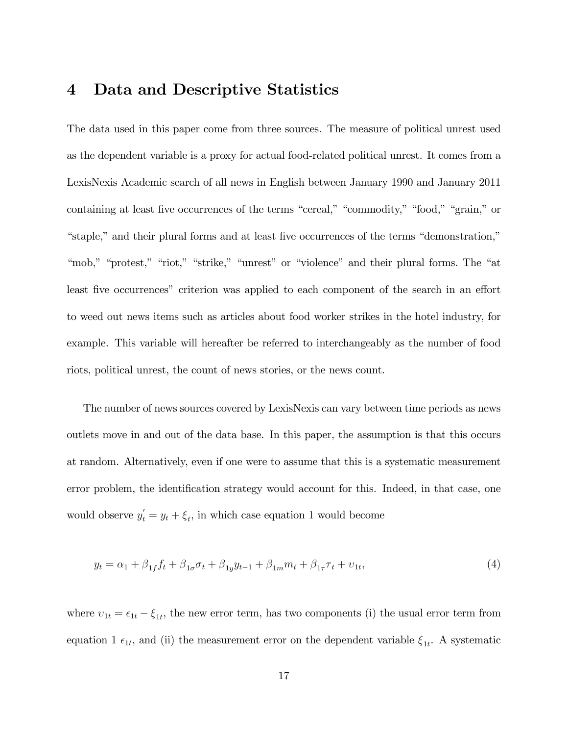# 4 Data and Descriptive Statistics

The data used in this paper come from three sources. The measure of political unrest used as the dependent variable is a proxy for actual food-related political unrest. It comes from a LexisNexis Academic search of all news in English between January 1990 and January 2011 containing at least five occurrences of the terms "cereal," "commodity," "food," "grain," or "staple," and their plural forms and at least five occurrences of the terms "demonstration," "mob," "protest," "riot," "strike," "unrest" or "violence" and their plural forms. The "at least five occurrences" criterion was applied to each component of the search in an effort to weed out news items such as articles about food worker strikes in the hotel industry, for example. This variable will hereafter be referred to interchangeably as the number of food riots, political unrest, the count of news stories, or the news count.

The number of news sources covered by LexisNexis can vary between time periods as news outlets move in and out of the data base. In this paper, the assumption is that this occurs at random. Alternatively, even if one were to assume that this is a systematic measurement error problem, the identification strategy would account for this. Indeed, in that case, one would observe $y_t^{'} = y_t + \xi_t$, in which case equation 1 would become

$$y_t = \alpha_1 + \beta_{1f} f_t + \beta_{1\sigma}\sigma_t + \beta_{1y} y_{t-1} + \beta_{1m} m_t + \beta_{1\tau}\tau_t + \upsilon_{1t}, \tag{4}$$

where $\upsilon_{1t} = \epsilon_{1t} - \xi_{1t}$, the new error term, has two components (i) the usual error term from equation 1 $\epsilon_{1t}$, and (ii) the measurement error on the dependent variable $\xi_{1t}$. A systematic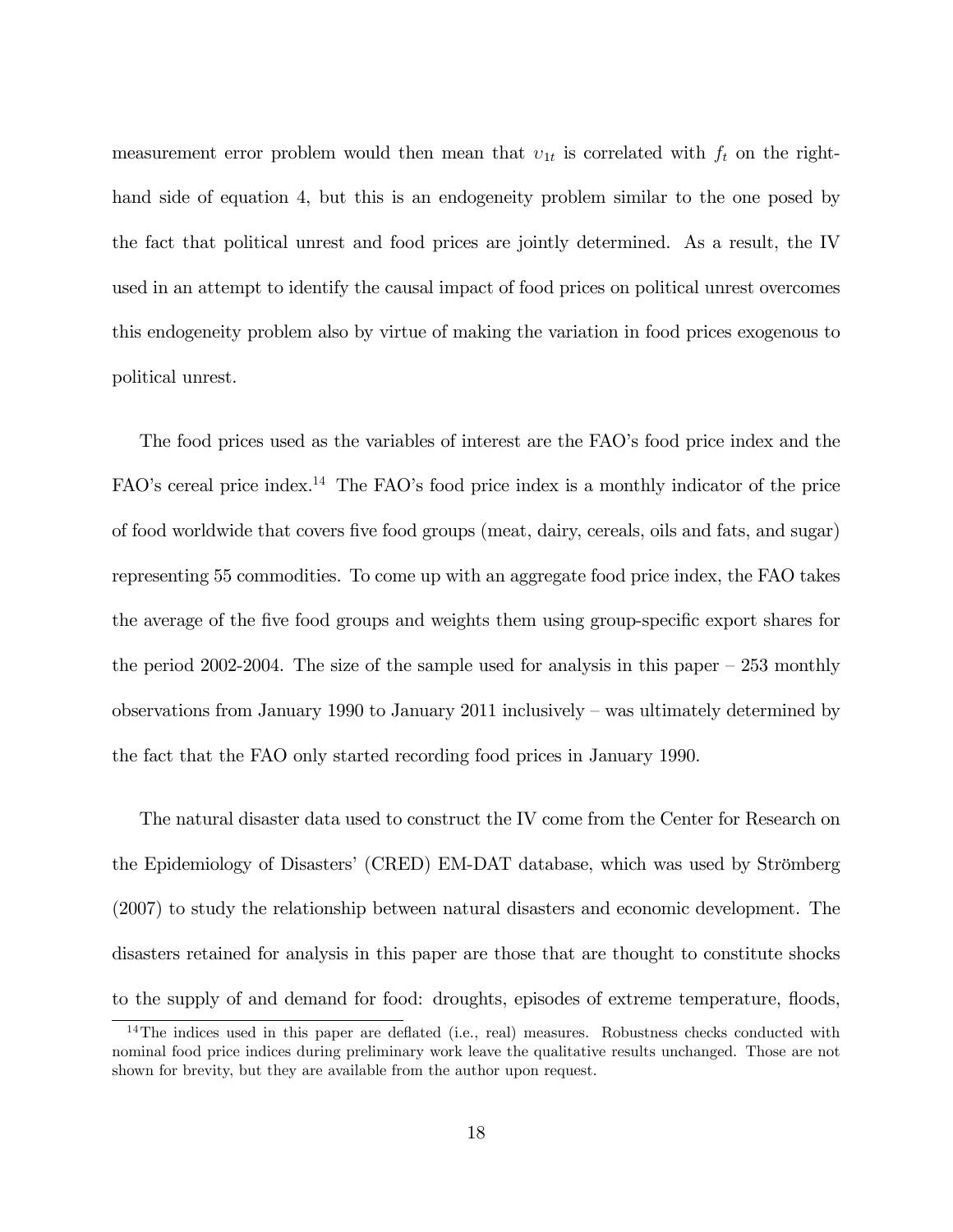measurement error problem would then mean that $v_{1t}$ is correlated with $f_t$ on the right-hand side of equation 4, but this is an endogeneity problem similar to the one posed by the fact that political unrest and food prices are jointly determined. As a result, the IV used in an attempt to identify the causal impact of food prices on political unrest overcomes this endogeneity problem also by virtue of making the variation in food prices exogenous to political unrest.

The food prices used as the variables of interest are the FAO's food price index and the FAO's cereal price index.[14] The FAO's food price index is a monthly indicator of the price of food worldwide that covers five food groups (meat, dairy, cereals, oils and fats, and sugar) representing 55 commodities. To come up with an aggregate food price index, the FAO takes the average of the five food groups and weights them using group-specific export shares for the period 2002-2004. The size of the sample used for analysis in this paper – 253 monthly observations from January 1990 to January 2011 inclusively – was ultimately determined by the fact that the FAO only started recording food prices in January 1990.

The natural disaster data used to construct the IV come from the Center for Research on the Epidemiology of Disasters' (CRED) EM-DAT database, which was used by Strömberg (2007) to study the relationship between natural disasters and economic development. The disasters retained for analysis in this paper are those that are thought to constitute shocks to the supply of and demand for food: droughts, episodes of extreme temperature, floods,

[14] The indices used in this paper are deflated (i.e., real) measures. Robustness checks conducted with nominal food price indices during preliminary work leave the qualitative results unchanged. Those are not shown for brevity, but they are available from the author upon request.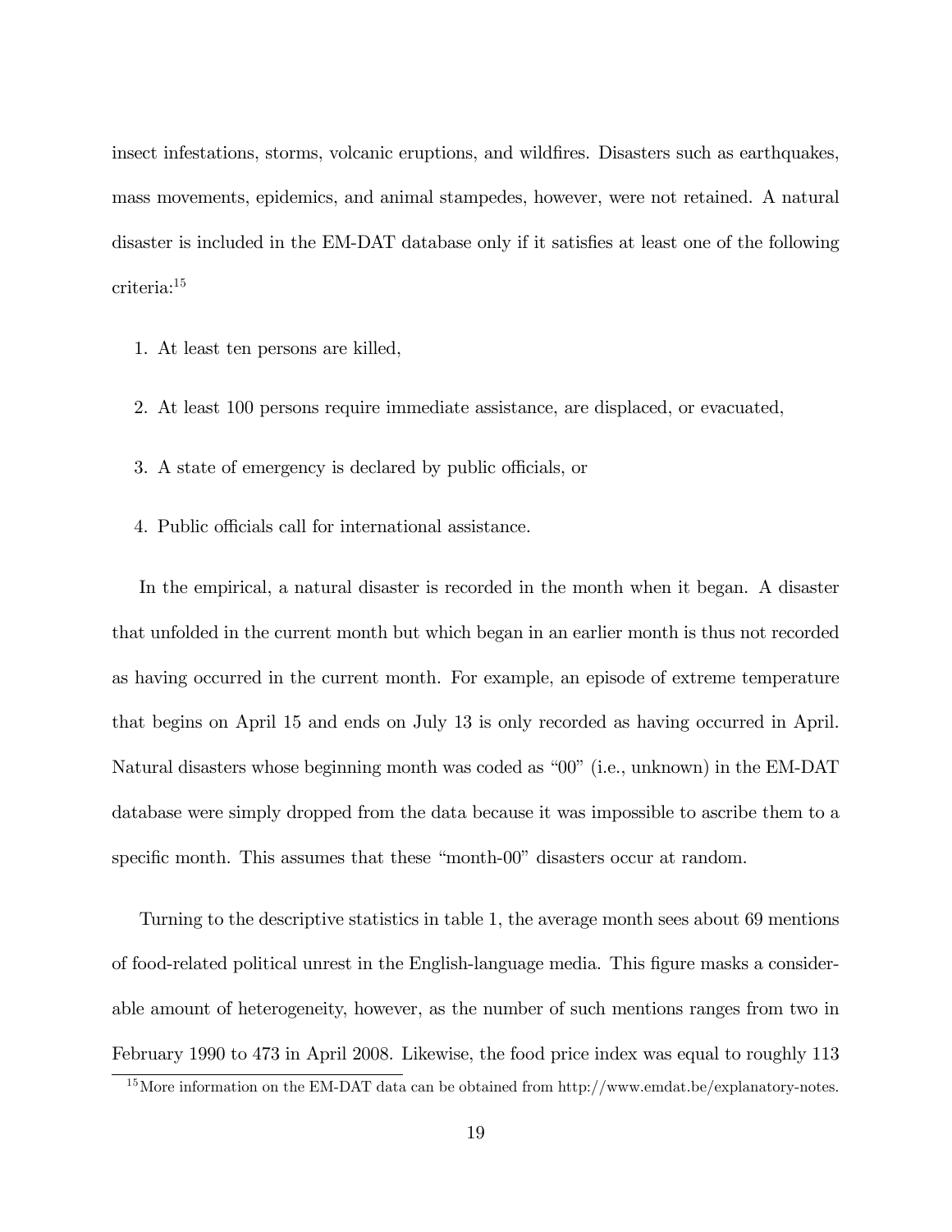insect infestations, storms, volcanic eruptions, and wildfires. Disasters such as earthquakes, mass movements, epidemics, and animal stampedes, however, were not retained. A natural disaster is included in the EM-DAT database only if it satisfies at least one of the following criteria:[15]

1. At least ten persons are killed,
2. At least 100 persons require immediate assistance, are displaced, or evacuated,
3. A state of emergency is declared by public officials, or
4. Public officials call for international assistance.

In the empirical, a natural disaster is recorded in the month when it began. A disaster that unfolded in the current month but which began in an earlier month is thus not recorded as having occurred in the current month. For example, an episode of extreme temperature that begins on April 15 and ends on July 13 is only recorded as having occurred in April. Natural disasters whose beginning month was coded as "00" (i.e., unknown) in the EM-DAT database were simply dropped from the data because it was impossible to ascribe them to a specific month. This assumes that these "month-00" disasters occur at random.

Turning to the descriptive statistics in table 1, the average month sees about 69 mentions of food-related political unrest in the English-language media. This figure masks a considerable amount of heterogeneity, however, as the number of such mentions ranges from two in February 1990 to 473 in April 2008. Likewise, the food price index was equal to roughly 113

[15] More information on the EM-DAT data can be obtained from http://www.emdat.be/explanatory-notes.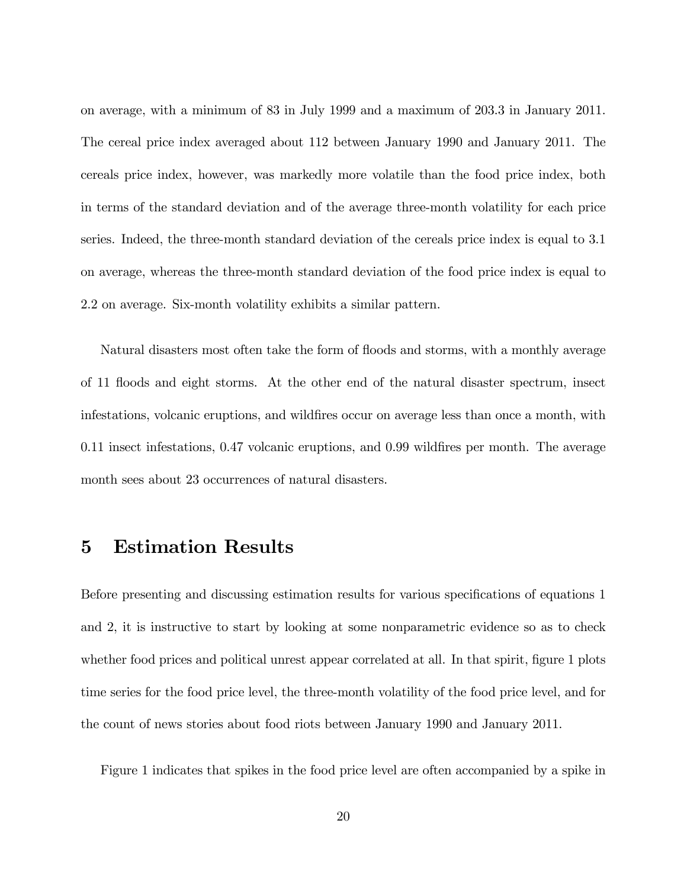on average, with a minimum of 83 in July 1999 and a maximum of 203.3 in January 2011. The cereal price index averaged about 112 between January 1990 and January 2011. The cereals price index, however, was markedly more volatile than the food price index, both in terms of the standard deviation and of the average three-month volatility for each price series. Indeed, the three-month standard deviation of the cereals price index is equal to 3.1 on average, whereas the three-month standard deviation of the food price index is equal to 2.2 on average. Six-month volatility exhibits a similar pattern.

Natural disasters most often take the form of floods and storms, with a monthly average of 11 floods and eight storms. At the other end of the natural disaster spectrum, insect infestations, volcanic eruptions, and wildfires occur on average less than once a month, with 0.11 insect infestations, 0.47 volcanic eruptions, and 0.99 wildfires per month. The average month sees about 23 occurrences of natural disasters.

# 5 Estimation Results

Before presenting and discussing estimation results for various specifications of equations 1 and 2, it is instructive to start by looking at some nonparametric evidence so as to check whether food prices and political unrest appear correlated at all. In that spirit, figure 1 plots time series for the food price level, the three-month volatility of the food price level, and for the count of news stories about food riots between January 1990 and January 2011.

Figure 1 indicates that spikes in the food price level are often accompanied by a spike in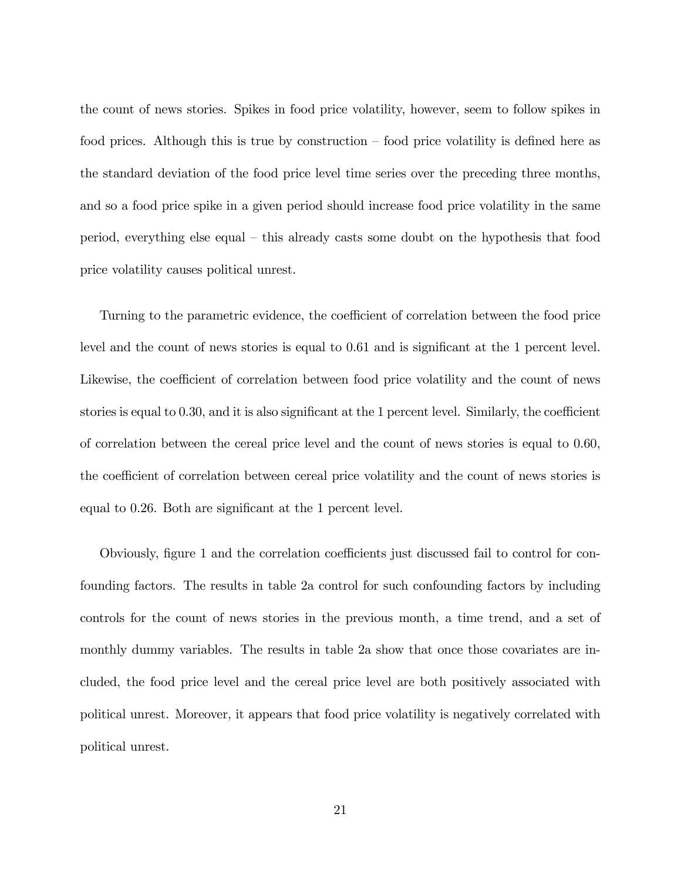the count of news stories. Spikes in food price volatility, however, seem to follow spikes in food prices. Although this is true by construction – food price volatility is defined here as the standard deviation of the food price level time series over the preceding three months, and so a food price spike in a given period should increase food price volatility in the same period, everything else equal – this already casts some doubt on the hypothesis that food price volatility causes political unrest.

Turning to the parametric evidence, the coefficient of correlation between the food price level and the count of news stories is equal to 0.61 and is significant at the 1 percent level. Likewise, the coefficient of correlation between food price volatility and the count of news stories is equal to 0.30, and it is also significant at the 1 percent level. Similarly, the coefficient of correlation between the cereal price level and the count of news stories is equal to 0.60, the coefficient of correlation between cereal price volatility and the count of news stories is equal to 0.26. Both are significant at the 1 percent level.

Obviously, figure 1 and the correlation coefficients just discussed fail to control for confounding factors. The results in table 2a control for such confounding factors by including controls for the count of news stories in the previous month, a time trend, and a set of monthly dummy variables. The results in table 2a show that once those covariates are included, the food price level and the cereal price level are both positively associated with political unrest. Moreover, it appears that food price volatility is negatively correlated with political unrest.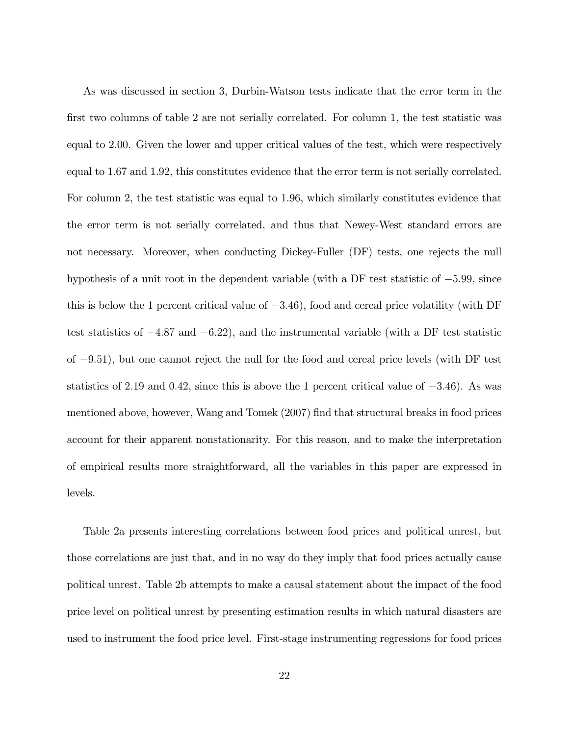As was discussed in section 3, Durbin-Watson tests indicate that the error term in the first two columns of table 2 are not serially correlated. For column 1, the test statistic was equal to 2.00. Given the lower and upper critical values of the test, which were respectively equal to 1.67 and 1.92, this constitutes evidence that the error term is not serially correlated. For column 2, the test statistic was equal to 1.96, which similarly constitutes evidence that the error term is not serially correlated, and thus that Newey-West standard errors are not necessary. Moreover, when conducting Dickey-Fuller (DF) tests, one rejects the null hypothesis of a unit root in the dependent variable (with a DF test statistic of $-5.99$, since this is below the 1 percent critical value of $-3.46$), food and cereal price volatility (with DF test statistics of $-4.87$ and $-6.22$), and the instrumental variable (with a DF test statistic of $-9.51$), but one cannot reject the null for the food and cereal price levels (with DF test statistics of 2.19 and 0.42, since this is above the 1 percent critical value of $-3.46$). As was mentioned above, however, Wang and Tomek (2007) find that structural breaks in food prices account for their apparent nonstationarity. For this reason, and to make the interpretation of empirical results more straightforward, all the variables in this paper are expressed in levels.

Table 2a presents interesting correlations between food prices and political unrest, but those correlations are just that, and in no way do they imply that food prices actually cause political unrest. Table 2b attempts to make a causal statement about the impact of the food price level on political unrest by presenting estimation results in which natural disasters are used to instrument the food price level. First-stage instrumenting regressions for food prices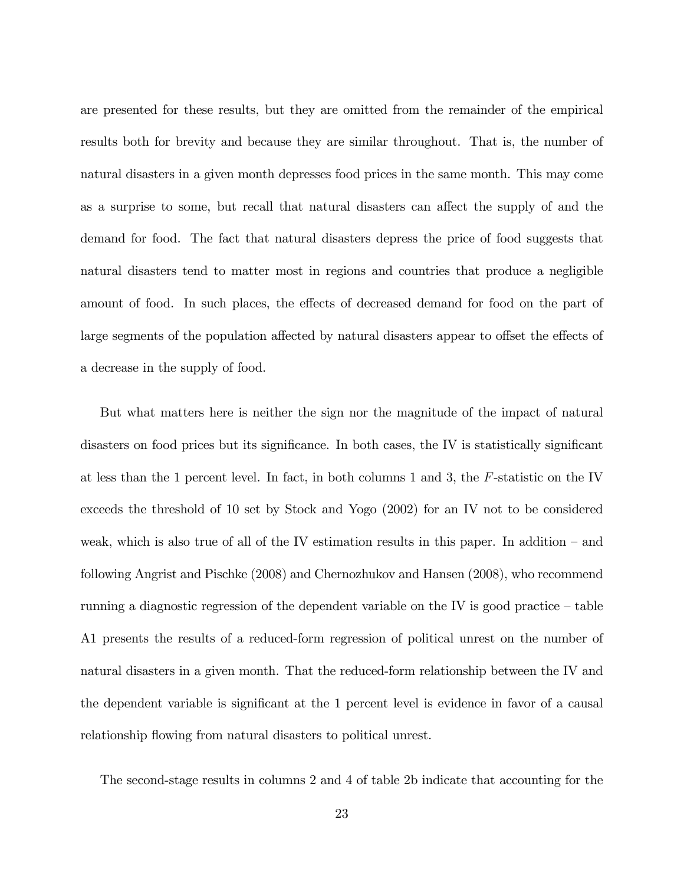are presented for these results, but they are omitted from the remainder of the empirical results both for brevity and because they are similar throughout. That is, the number of natural disasters in a given month depresses food prices in the same month. This may come as a surprise to some, but recall that natural disasters can affect the supply of and the demand for food. The fact that natural disasters depress the price of food suggests that natural disasters tend to matter most in regions and countries that produce a negligible amount of food. In such places, the effects of decreased demand for food on the part of large segments of the population affected by natural disasters appear to offset the effects of a decrease in the supply of food.

But what matters here is neither the sign nor the magnitude of the impact of natural disasters on food prices but its significance. In both cases, the IV is statistically significant at less than the 1 percent level. In fact, in both columns 1 and 3, the $F$-statistic on the IV exceeds the threshold of 10 set by Stock and Yogo (2002) for an IV not to be considered weak, which is also true of all of the IV estimation results in this paper. In addition – and following Angrist and Pischke (2008) and Chernozhukov and Hansen (2008), who recommend running a diagnostic regression of the dependent variable on the IV is good practice – table A1 presents the results of a reduced-form regression of political unrest on the number of natural disasters in a given month. That the reduced-form relationship between the IV and the dependent variable is significant at the 1 percent level is evidence in favor of a causal relationship flowing from natural disasters to political unrest.

The second-stage results in columns 2 and 4 of table 2b indicate that accounting for the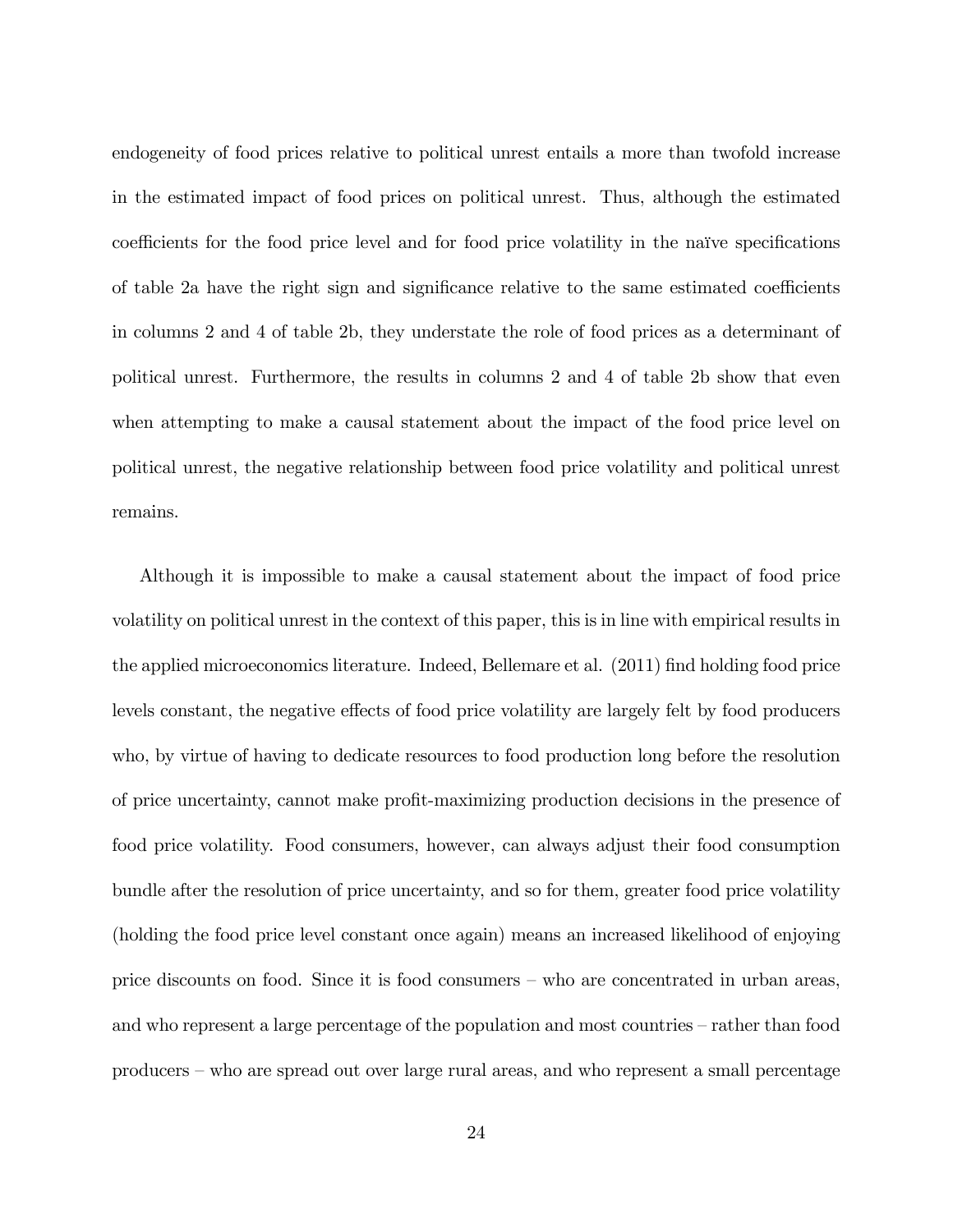endogeneity of food prices relative to political unrest entails a more than twofold increase in the estimated impact of food prices on political unrest. Thus, although the estimated coefficients for the food price level and for food price volatility in the naïve specifications of table 2a have the right sign and significance relative to the same estimated coefficients in columns 2 and 4 of table 2b, they understate the role of food prices as a determinant of political unrest. Furthermore, the results in columns 2 and 4 of table 2b show that even when attempting to make a causal statement about the impact of the food price level on political unrest, the negative relationship between food price volatility and political unrest remains.

Although it is impossible to make a causal statement about the impact of food price volatility on political unrest in the context of this paper, this is in line with empirical results in the applied microeconomics literature. Indeed, Bellemare et al. (2011) find holding food price levels constant, the negative effects of food price volatility are largely felt by food producers who, by virtue of having to dedicate resources to food production long before the resolution of price uncertainty, cannot make profit-maximizing production decisions in the presence of food price volatility. Food consumers, however, can always adjust their food consumption bundle after the resolution of price uncertainty, and so for them, greater food price volatility (holding the food price level constant once again) means an increased likelihood of enjoying price discounts on food. Since it is food consumers – who are concentrated in urban areas, and who represent a large percentage of the population and most countries – rather than food producers – who are spread out over large rural areas, and who represent a small percentage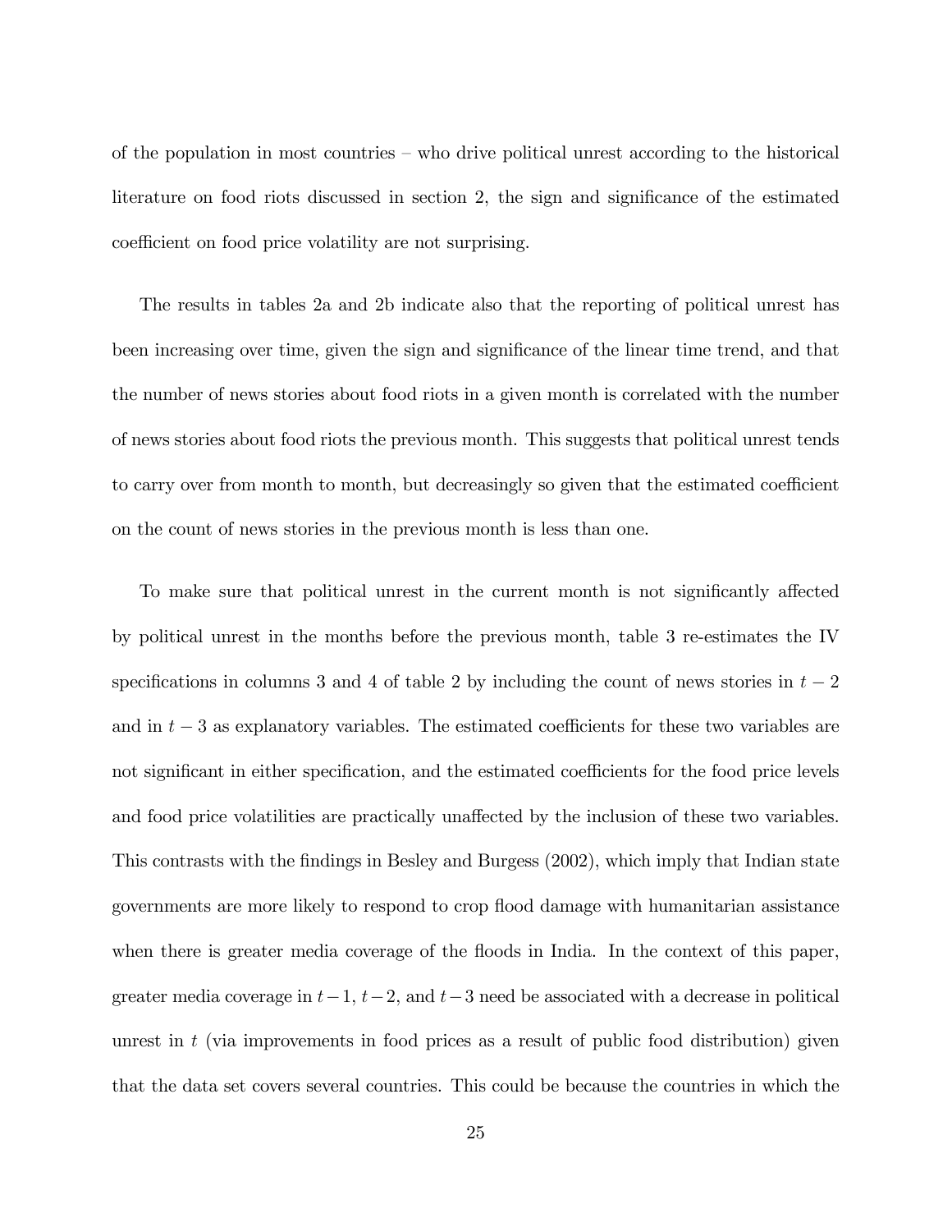of the population in most countries – who drive political unrest according to the historical literature on food riots discussed in section 2, the sign and significance of the estimated coefficient on food price volatility are not surprising.

The results in tables 2a and 2b indicate also that the reporting of political unrest has been increasing over time, given the sign and significance of the linear time trend, and that the number of news stories about food riots in a given month is correlated with the number of news stories about food riots the previous month. This suggests that political unrest tends to carry over from month to month, but decreasingly so given that the estimated coefficient on the count of news stories in the previous month is less than one.

To make sure that political unrest in the current month is not significantly affected by political unrest in the months before the previous month, table 3 re-estimates the IV specifications in columns 3 and 4 of table 2 by including the count of news stories in $t-2$ and in $t-3$ as explanatory variables. The estimated coefficients for these two variables are not significant in either specification, and the estimated coefficients for the food price levels and food price volatilities are practically unaffected by the inclusion of these two variables. This contrasts with the findings in Besley and Burgess (2002), which imply that Indian state governments are more likely to respond to crop flood damage with humanitarian assistance when there is greater media coverage of the floods in India. In the context of this paper, greater media coverage in $t-1$, $t-2$, and $t-3$ need be associated with a decrease in political unrest in $t$ (via improvements in food prices as a result of public food distribution) given that the data set covers several countries. This could be because the countries in which the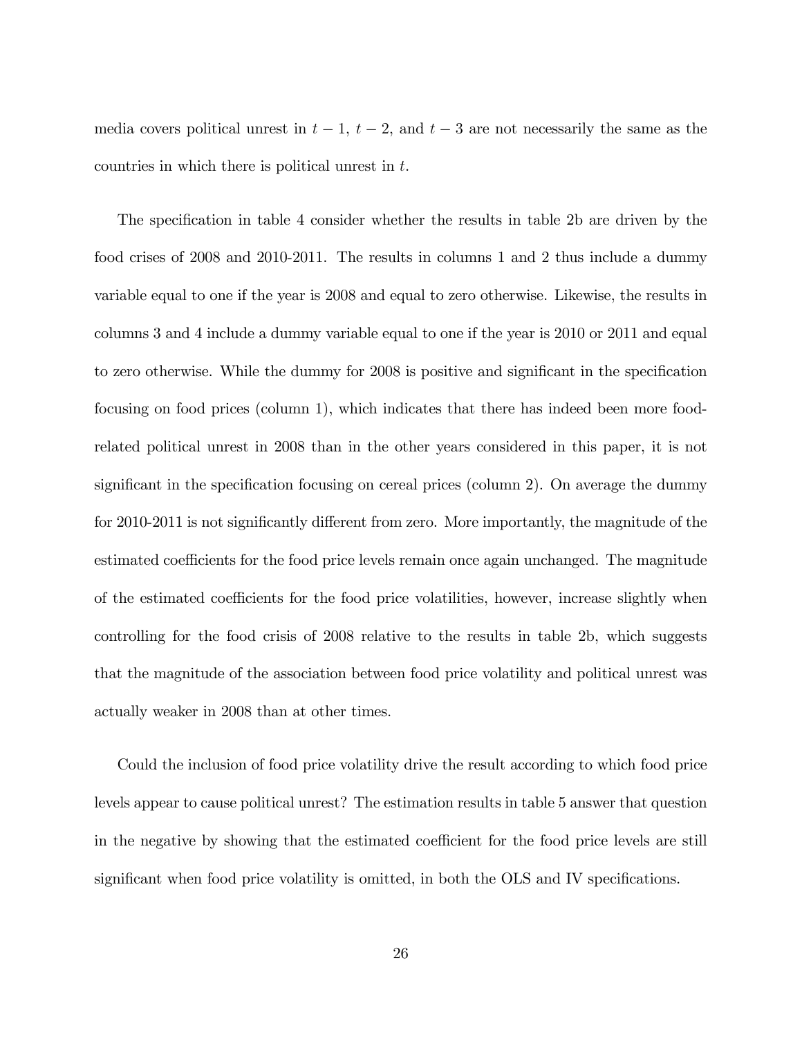media covers political unrest in $t-1$, $t-2$, and $t-3$ are not necessarily the same as the countries in which there is political unrest in $t$.

The specification in table 4 consider whether the results in table 2b are driven by the food crises of 2008 and 2010-2011. The results in columns 1 and 2 thus include a dummy variable equal to one if the year is 2008 and equal to zero otherwise. Likewise, the results in columns 3 and 4 include a dummy variable equal to one if the year is 2010 or 2011 and equal to zero otherwise. While the dummy for 2008 is positive and significant in the specification focusing on food prices (column 1), which indicates that there has indeed been more food-related political unrest in 2008 than in the other years considered in this paper, it is not significant in the specification focusing on cereal prices (column 2). On average the dummy for 2010-2011 is not significantly different from zero. More importantly, the magnitude of the estimated coefficients for the food price levels remain once again unchanged. The magnitude of the estimated coefficients for the food price volatilities, however, increase slightly when controlling for the food crisis of 2008 relative to the results in table 2b, which suggests that the magnitude of the association between food price volatility and political unrest was actually weaker in 2008 than at other times.

Could the inclusion of food price volatility drive the result according to which food price levels appear to cause political unrest? The estimation results in table 5 answer that question in the negative by showing that the estimated coefficient for the food price levels are still significant when food price volatility is omitted, in both the OLS and IV specifications.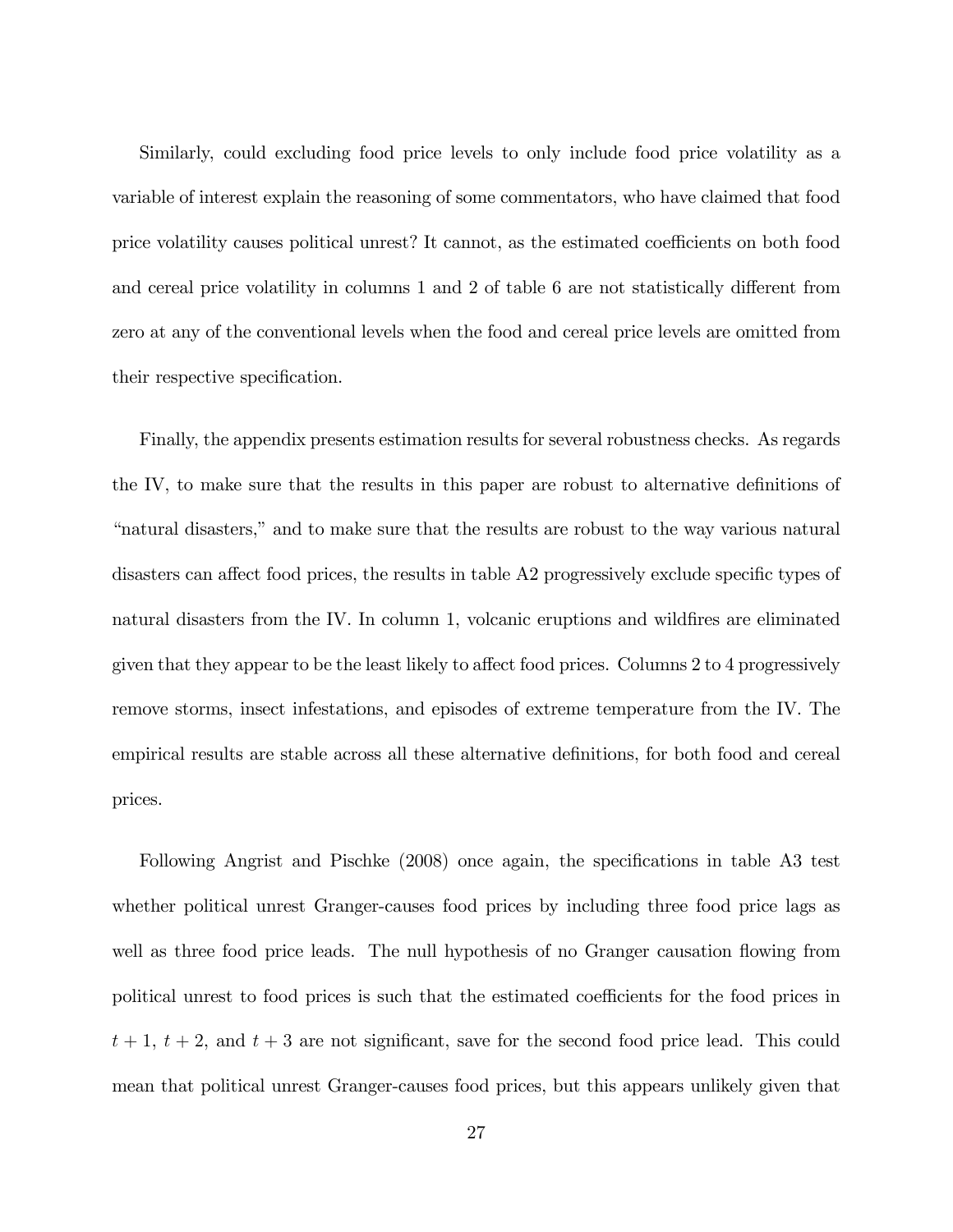Similarly, could excluding food price levels to only include food price volatility as a variable of interest explain the reasoning of some commentators, who have claimed that food price volatility causes political unrest? It cannot, as the estimated coefficients on both food and cereal price volatility in columns 1 and 2 of table 6 are not statistically different from zero at any of the conventional levels when the food and cereal price levels are omitted from their respective specification.

Finally, the appendix presents estimation results for several robustness checks. As regards the IV, to make sure that the results in this paper are robust to alternative definitions of "natural disasters," and to make sure that the results are robust to the way various natural disasters can affect food prices, the results in table A2 progressively exclude specific types of natural disasters from the IV. In column 1, volcanic eruptions and wildfires are eliminated given that they appear to be the least likely to affect food prices. Columns 2 to 4 progressively remove storms, insect infestations, and episodes of extreme temperature from the IV. The empirical results are stable across all these alternative definitions, for both food and cereal prices.

Following Angrist and Pischke (2008) once again, the specifications in table A3 test whether political unrest Granger-causes food prices by including three food price lags as well as three food price leads. The null hypothesis of no Granger causation flowing from political unrest to food prices is such that the estimated coefficients for the food prices in $t+1$, $t+2$, and $t+3$ are not significant, save for the second food price lead. This could mean that political unrest Granger-causes food prices, but this appears unlikely given that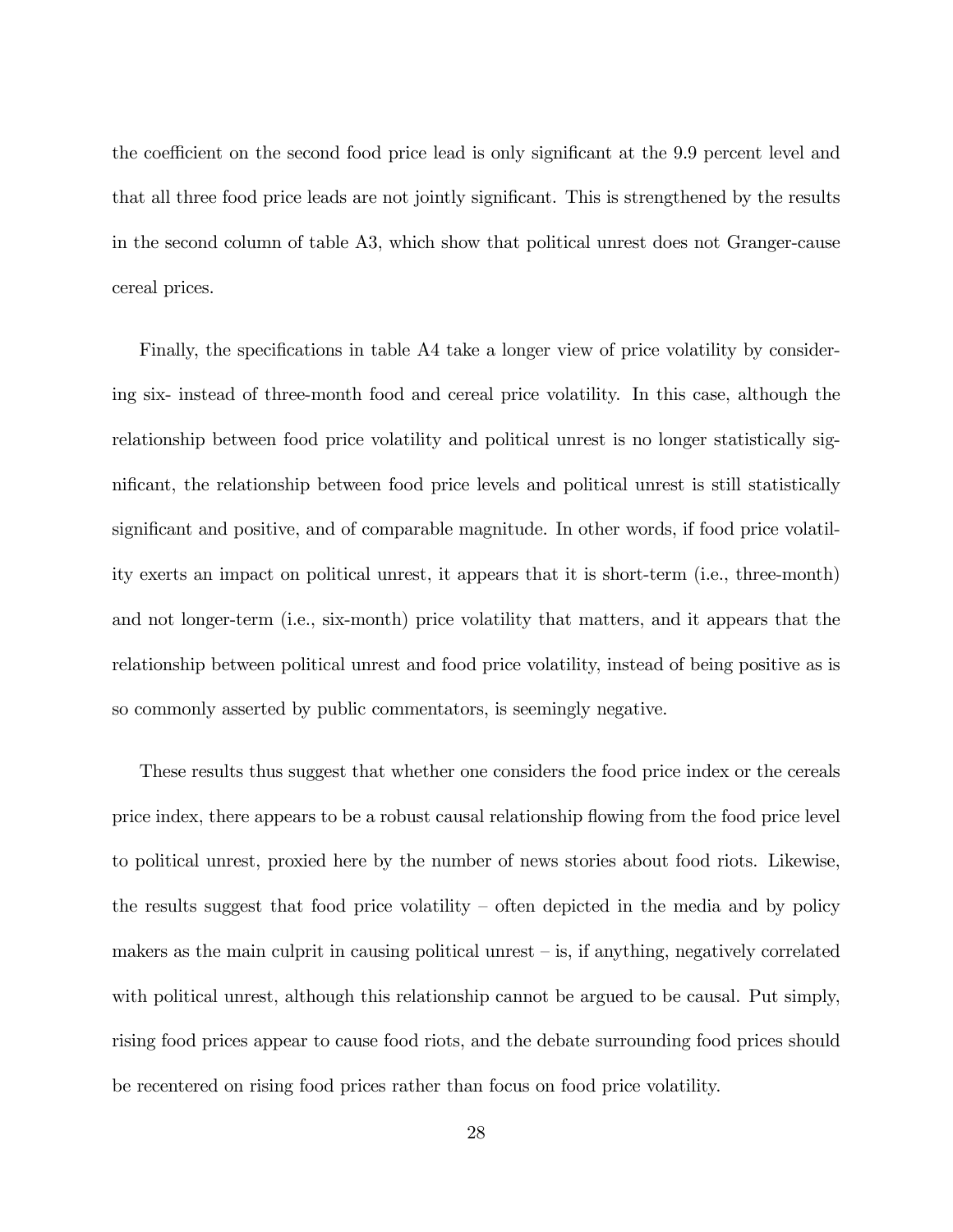the coefficient on the second food price lead is only significant at the 9.9 percent level and that all three food price leads are not jointly significant. This is strengthened by the results in the second column of table A3, which show that political unrest does not Granger-cause cereal prices.

Finally, the specifications in table A4 take a longer view of price volatility by considering six- instead of three-month food and cereal price volatility. In this case, although the relationship between food price volatility and political unrest is no longer statistically significant, the relationship between food price levels and political unrest is still statistically significant and positive, and of comparable magnitude. In other words, if food price volatility exerts an impact on political unrest, it appears that it is short-term (i.e., three-month) and not longer-term (i.e., six-month) price volatility that matters, and it appears that the relationship between political unrest and food price volatility, instead of being positive as is so commonly asserted by public commentators, is seemingly negative.

These results thus suggest that whether one considers the food price index or the cereals price index, there appears to be a robust causal relationship flowing from the food price level to political unrest, proxied here by the number of news stories about food riots. Likewise, the results suggest that food price volatility – often depicted in the media and by policy makers as the main culprit in causing political unrest – is, if anything, negatively correlated with political unrest, although this relationship cannot be argued to be causal. Put simply, rising food prices appear to cause food riots, and the debate surrounding food prices should be recentered on rising food prices rather than focus on food price volatility.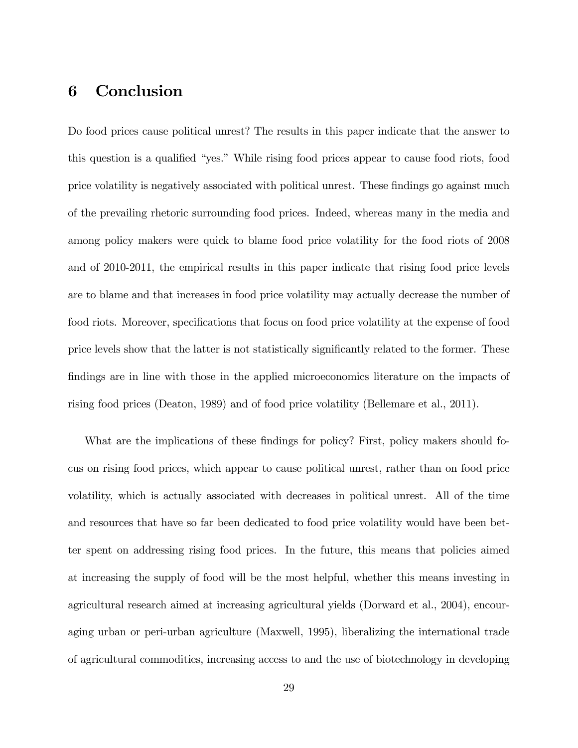# 6 Conclusion

Do food prices cause political unrest? The results in this paper indicate that the answer to this question is a qualified "yes." While rising food prices appear to cause food riots, food price volatility is negatively associated with political unrest. These findings go against much of the prevailing rhetoric surrounding food prices. Indeed, whereas many in the media and among policy makers were quick to blame food price volatility for the food riots of 2008 and of 2010-2011, the empirical results in this paper indicate that rising food price levels are to blame and that increases in food price volatility may actually decrease the number of food riots. Moreover, specifications that focus on food price volatility at the expense of food price levels show that the latter is not statistically significantly related to the former. These findings are in line with those in the applied microeconomics literature on the impacts of rising food prices (Deaton, 1989) and of food price volatility (Bellemare et al., 2011).

What are the implications of these findings for policy? First, policy makers should focus on rising food prices, which appear to cause political unrest, rather than on food price volatility, which is actually associated with decreases in political unrest. All of the time and resources that have so far been dedicated to food price volatility would have been better spent on addressing rising food prices. In the future, this means that policies aimed at increasing the supply of food will be the most helpful, whether this means investing in agricultural research aimed at increasing agricultural yields (Dorward et al., 2004), encouraging urban or peri-urban agriculture (Maxwell, 1995), liberalizing the international trade of agricultural commodities, increasing access to and the use of biotechnology in developing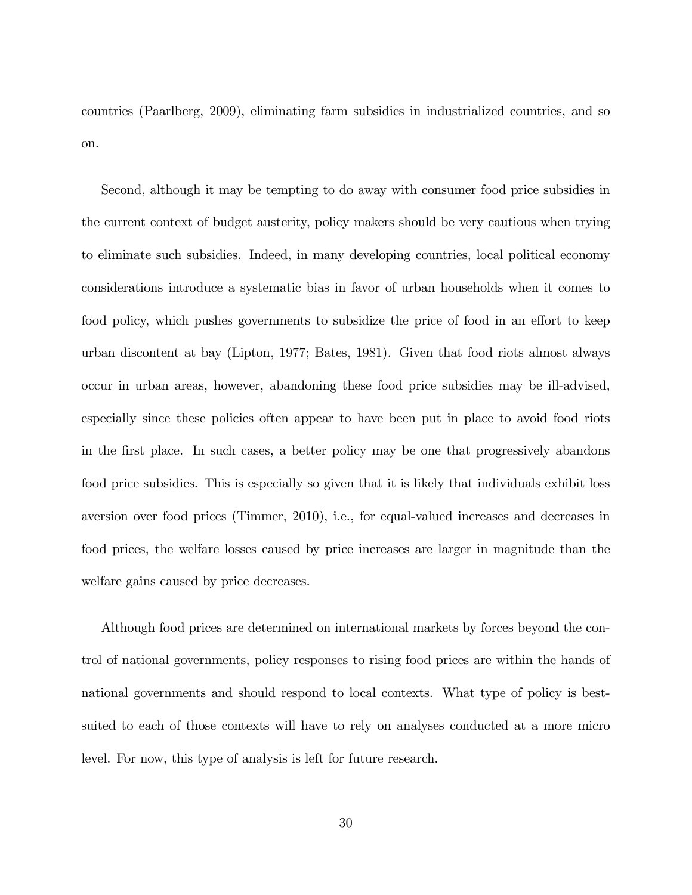countries (Paarlberg, 2009), eliminating farm subsidies in industrialized countries, and so on.

Second, although it may be tempting to do away with consumer food price subsidies in the current context of budget austerity, policy makers should be very cautious when trying to eliminate such subsidies. Indeed, in many developing countries, local political economy considerations introduce a systematic bias in favor of urban households when it comes to food policy, which pushes governments to subsidize the price of food in an effort to keep urban discontent at bay (Lipton, 1977; Bates, 1981). Given that food riots almost always occur in urban areas, however, abandoning these food price subsidies may be ill-advised, especially since these policies often appear to have been put in place to avoid food riots in the first place. In such cases, a better policy may be one that progressively abandons food price subsidies. This is especially so given that it is likely that individuals exhibit loss aversion over food prices (Timmer, 2010), i.e., for equal-valued increases and decreases in food prices, the welfare losses caused by price increases are larger in magnitude than the welfare gains caused by price decreases.

Although food prices are determined on international markets by forces beyond the control of national governments, policy responses to rising food prices are within the hands of national governments and should respond to local contexts. What type of policy is best-suited to each of those contexts will have to rely on analyses conducted at a more micro level. For now, this type of analysis is left for future research.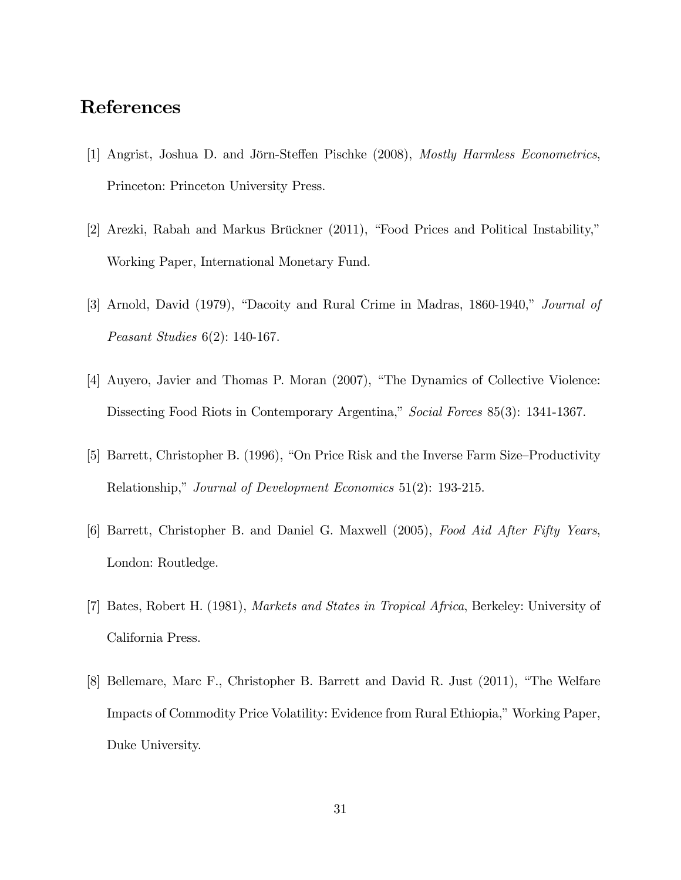# References

[1] Angrist, Joshua D. and Jörn-Steffen Pischke (2008), *Mostly Harmless Econometrics*, Princeton: Princeton University Press.

[2] Arezki, Rabah and Markus Brückner (2011), "Food Prices and Political Instability," Working Paper, International Monetary Fund.

[3] Arnold, David (1979), "Dacoity and Rural Crime in Madras, 1860-1940," *Journal of Peasant Studies* 6(2): 140-167.

[4] Auyero, Javier and Thomas P. Moran (2007), "The Dynamics of Collective Violence: Dissecting Food Riots in Contemporary Argentina," *Social Forces* 85(3): 1341-1367.

[5] Barrett, Christopher B. (1996), "On Price Risk and the Inverse Farm Size–Productivity Relationship," *Journal of Development Economics* 51(2): 193-215.

[6] Barrett, Christopher B. and Daniel G. Maxwell (2005), *Food Aid After Fifty Years*, London: Routledge.

[7] Bates, Robert H. (1981), *Markets and States in Tropical Africa*, Berkeley: University of California Press.

[8] Bellemare, Marc F., Christopher B. Barrett and David R. Just (2011), "The Welfare Impacts of Commodity Price Volatility: Evidence from Rural Ethiopia," Working Paper, Duke University.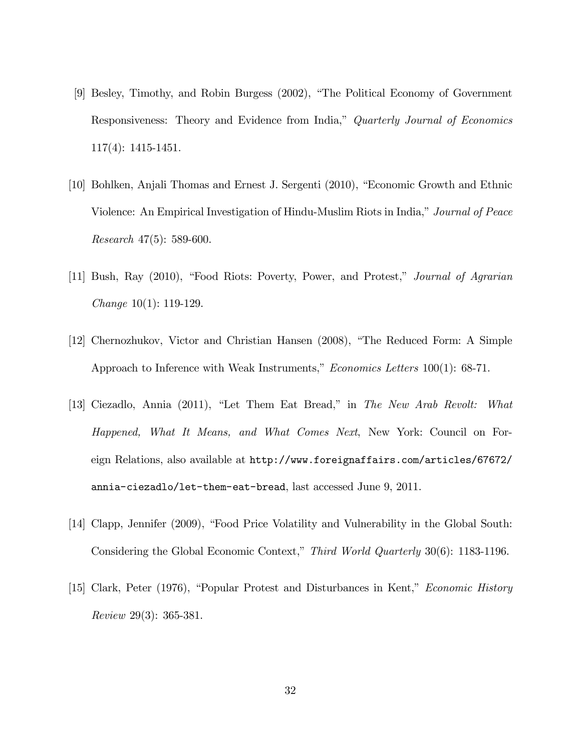[9] Besley, Timothy, and Robin Burgess (2002), "The Political Economy of Government Responsiveness: Theory and Evidence from India," *Quarterly Journal of Economics* 117(4): 1415-1451.

[10] Bohlken, Anjali Thomas and Ernest J. Sergenti (2010), "Economic Growth and Ethnic Violence: An Empirical Investigation of Hindu-Muslim Riots in India," *Journal of Peace Research* 47(5): 589-600.

[11] Bush, Ray (2010), "Food Riots: Poverty, Power, and Protest," *Journal of Agrarian Change* 10(1): 119-129.

[12] Chernozhukov, Victor and Christian Hansen (2008), "The Reduced Form: A Simple Approach to Inference with Weak Instruments," *Economics Letters* 100(1): 68-71.

[13] Ciezadlo, Annia (2011), "Let Them Eat Bread," in *The New Arab Revolt: What Happened, What It Means, and What Comes Next*, New York: Council on Foreign Relations, also available at `http://www.foreignaffairs.com/articles/67672/annia-ciezadlo/let-them-eat-bread`, last accessed June 9, 2011.

[14] Clapp, Jennifer (2009), "Food Price Volatility and Vulnerability in the Global South: Considering the Global Economic Context," *Third World Quarterly* 30(6): 1183-1196.

[15] Clark, Peter (1976), "Popular Protest and Disturbances in Kent," *Economic History Review* 29(3): 365-381.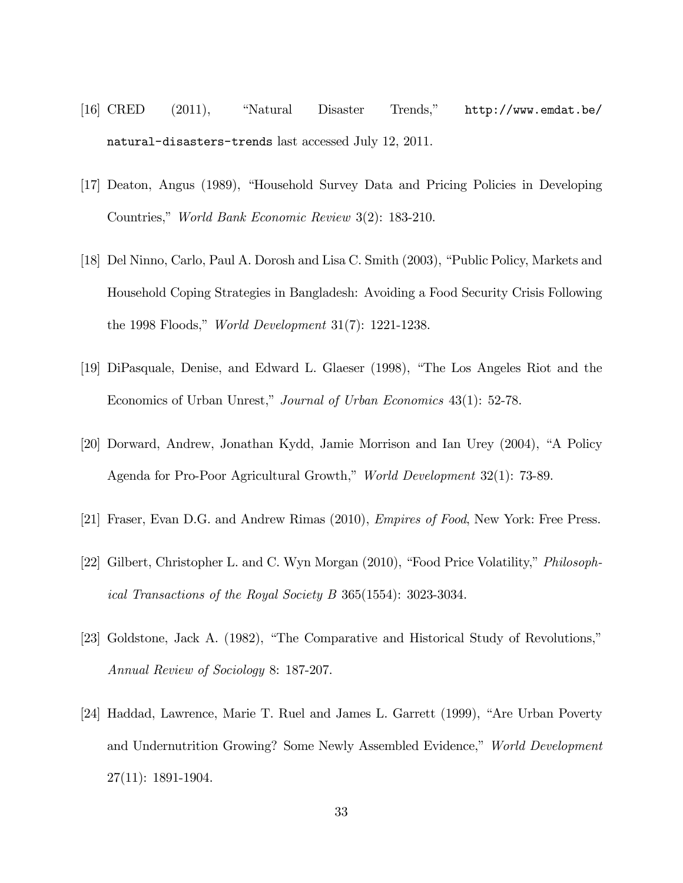[16] CRED (2011), "Natural Disaster Trends," `http://www.emdat.be/natural-disasters-trends` last accessed July 12, 2011.

[17] Deaton, Angus (1989), "Household Survey Data and Pricing Policies in Developing Countries," *World Bank Economic Review* 3(2): 183-210.

[18] Del Ninno, Carlo, Paul A. Dorosh and Lisa C. Smith (2003), "Public Policy, Markets and Household Coping Strategies in Bangladesh: Avoiding a Food Security Crisis Following the 1998 Floods," *World Development* 31(7): 1221-1238.

[19] DiPasquale, Denise, and Edward L. Glaeser (1998), "The Los Angeles Riot and the Economics of Urban Unrest," *Journal of Urban Economics* 43(1): 52-78.

[20] Dorward, Andrew, Jonathan Kydd, Jamie Morrison and Ian Urey (2004), "A Policy Agenda for Pro-Poor Agricultural Growth," *World Development* 32(1): 73-89.

[21] Fraser, Evan D.G. and Andrew Rimas (2010), *Empires of Food*, New York: Free Press.

[22] Gilbert, Christopher L. and C. Wyn Morgan (2010), "Food Price Volatility," *Philosophical Transactions of the Royal Society B* 365(1554): 3023-3034.

[23] Goldstone, Jack A. (1982), "The Comparative and Historical Study of Revolutions," *Annual Review of Sociology* 8: 187-207.

[24] Haddad, Lawrence, Marie T. Ruel and James L. Garrett (1999), "Are Urban Poverty and Undernutrition Growing? Some Newly Assembled Evidence," *World Development* 27(11): 1891-1904.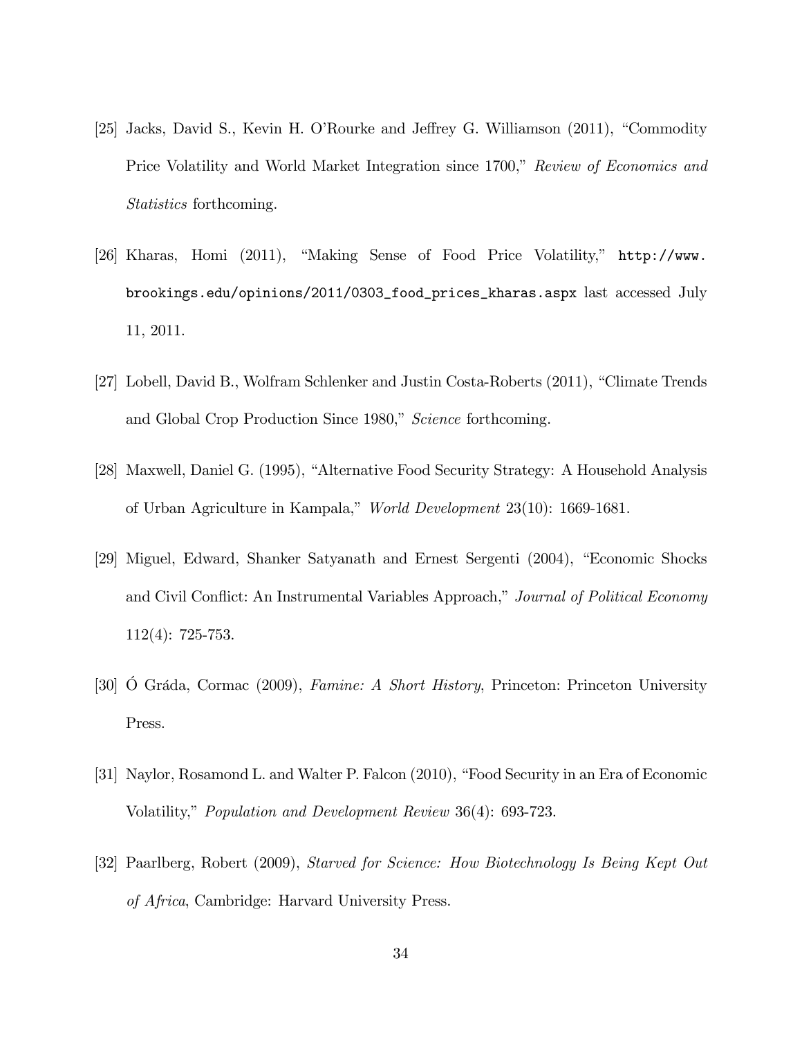[25] Jacks, David S., Kevin H. O'Rourke and Jeffrey G. Williamson (2011), "Commodity Price Volatility and World Market Integration since 1700," *Review of Economics and Statistics* forthcoming.

[26] Kharas, Homi (2011), "Making Sense of Food Price Volatility," `http://www.brookings.edu/opinions/2011/0303_food_prices_kharas.aspx` last accessed July 11, 2011.

[27] Lobell, David B., Wolfram Schlenker and Justin Costa-Roberts (2011), "Climate Trends and Global Crop Production Since 1980," *Science* forthcoming.

[28] Maxwell, Daniel G. (1995), "Alternative Food Security Strategy: A Household Analysis of Urban Agriculture in Kampala," *World Development* 23(10): 1669-1681.

[29] Miguel, Edward, Shanker Satyanath and Ernest Sergenti (2004), "Economic Shocks and Civil Conflict: An Instrumental Variables Approach," *Journal of Political Economy* 112(4): 725-753.

[30] Ó Gráda, Cormac (2009), *Famine: A Short History*, Princeton: Princeton University Press.

[31] Naylor, Rosamond L. and Walter P. Falcon (2010), "Food Security in an Era of Economic Volatility," *Population and Development Review* 36(4): 693-723.

[32] Paarlberg, Robert (2009), *Starved for Science: How Biotechnology Is Being Kept Out of Africa*, Cambridge: Harvard University Press.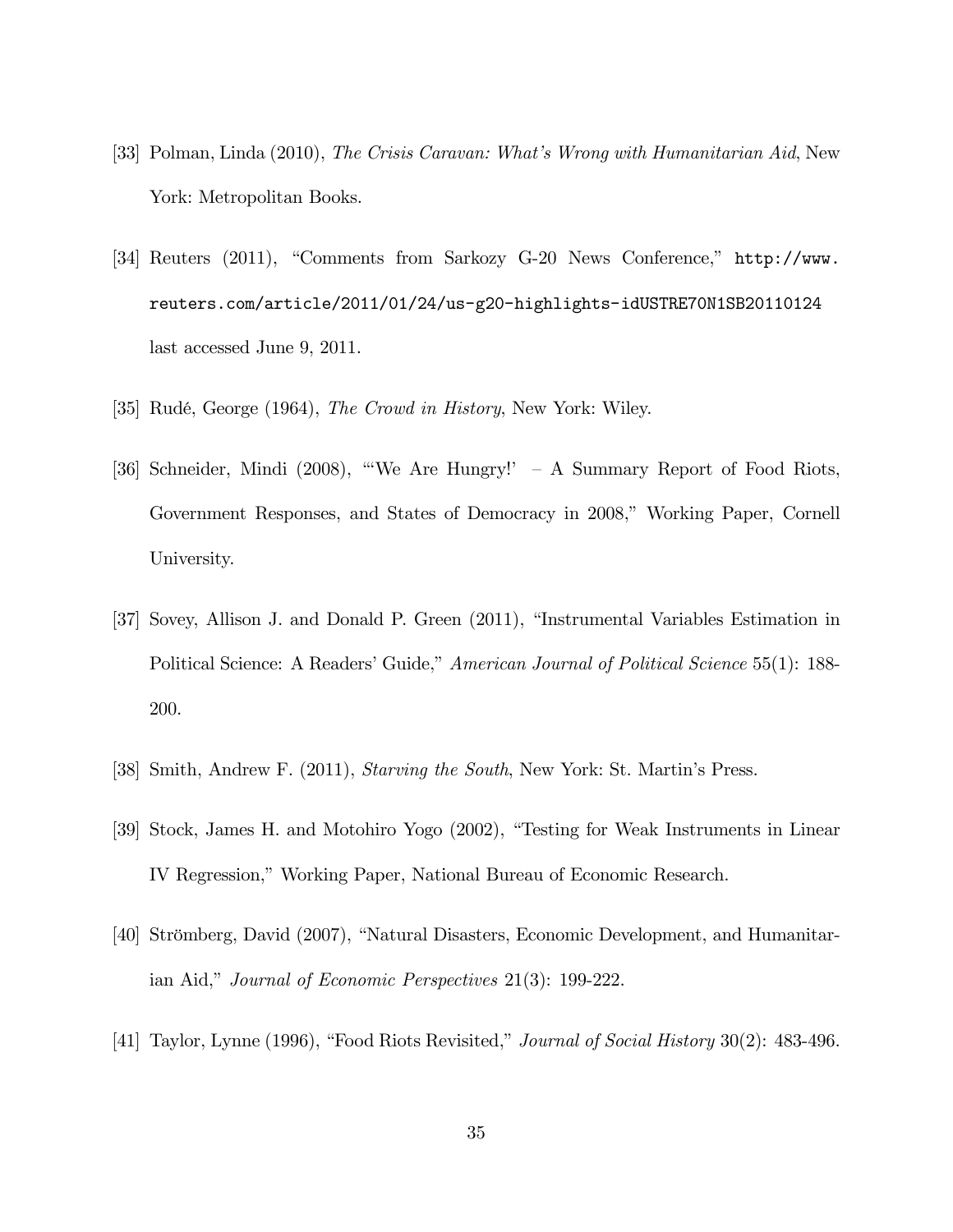[33] Polman, Linda (2010), *The Crisis Caravan: What's Wrong with Humanitarian Aid*, New York: Metropolitan Books.

[34] Reuters (2011), "Comments from Sarkozy G-20 News Conference," `http://www.reuters.com/article/2011/01/24/us-g20-highlights-idUSTRE70N1SB20110124` last accessed June 9, 2011.

[35] Rudé, George (1964), *The Crowd in History*, New York: Wiley.

[36] Schneider, Mindi (2008), "'We Are Hungry!' – A Summary Report of Food Riots, Government Responses, and States of Democracy in 2008," Working Paper, Cornell University.

[37] Sovey, Allison J. and Donald P. Green (2011), "Instrumental Variables Estimation in Political Science: A Readers' Guide," *American Journal of Political Science* 55(1): 188-200.

[38] Smith, Andrew F. (2011), *Starving the South*, New York: St. Martin's Press.

[39] Stock, James H. and Motohiro Yogo (2002), "Testing for Weak Instruments in Linear IV Regression," Working Paper, National Bureau of Economic Research.

[40] Strömberg, David (2007), "Natural Disasters, Economic Development, and Humanitarian Aid," *Journal of Economic Perspectives* 21(3): 199-222.

[41] Taylor, Lynne (1996), "Food Riots Revisited," *Journal of Social History* 30(2): 483-496.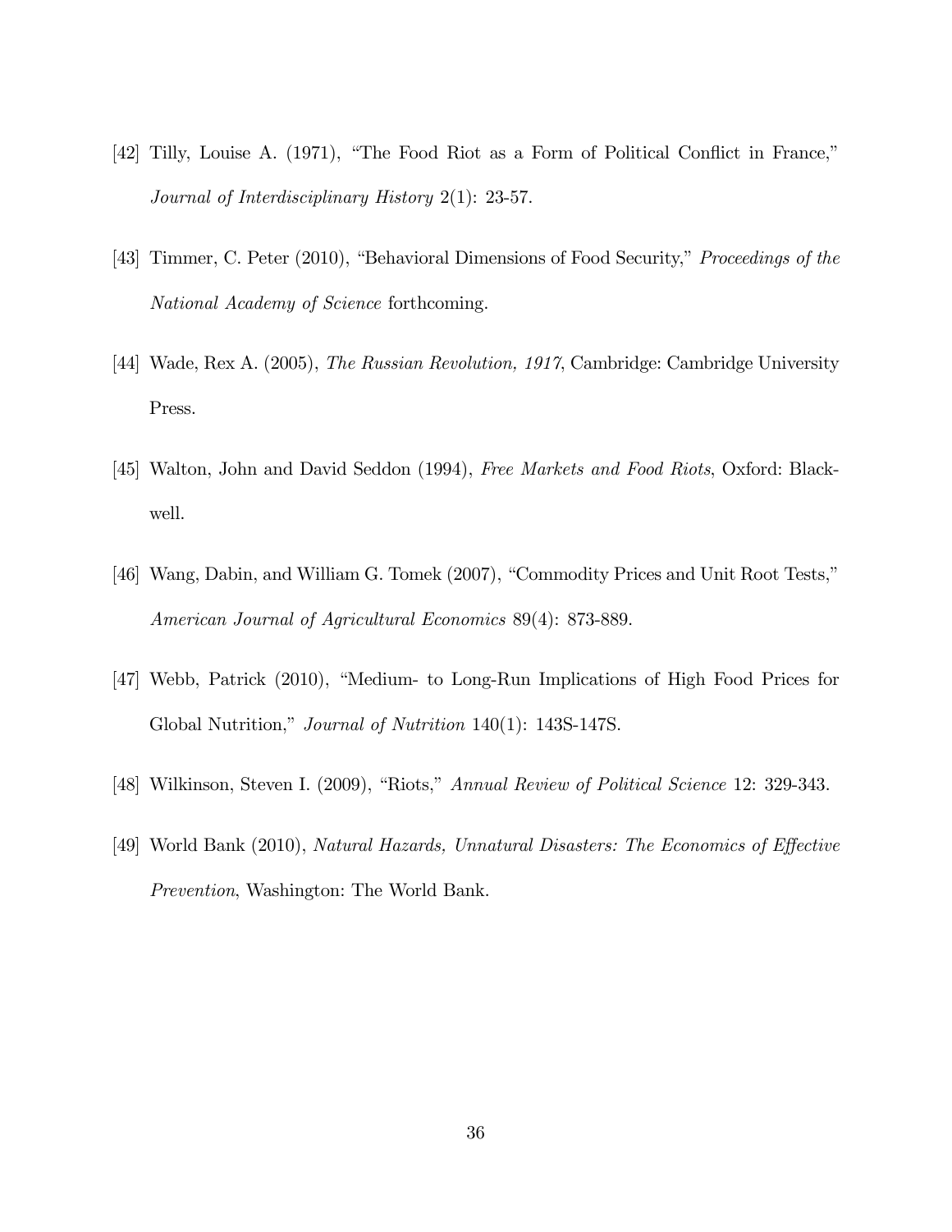[42] Tilly, Louise A. (1971), "The Food Riot as a Form of Political Conflict in France," *Journal of Interdisciplinary History* 2(1): 23-57.

[43] Timmer, C. Peter (2010), "Behavioral Dimensions of Food Security," *Proceedings of the National Academy of Science* forthcoming.

[44] Wade, Rex A. (2005), *The Russian Revolution, 1917*, Cambridge: Cambridge University Press.

[45] Walton, John and David Seddon (1994), *Free Markets and Food Riots*, Oxford: Blackwell.

[46] Wang, Dabin, and William G. Tomek (2007), "Commodity Prices and Unit Root Tests," *American Journal of Agricultural Economics* 89(4): 873-889.

[47] Webb, Patrick (2010), "Medium- to Long-Run Implications of High Food Prices for Global Nutrition," *Journal of Nutrition* 140(1): 143S-147S.

[48] Wilkinson, Steven I. (2009), "Riots," *Annual Review of Political Science* 12: 329-343.

[49] World Bank (2010), *Natural Hazards, Unnatural Disasters: The Economics of Effective Prevention*, Washington: The World Bank.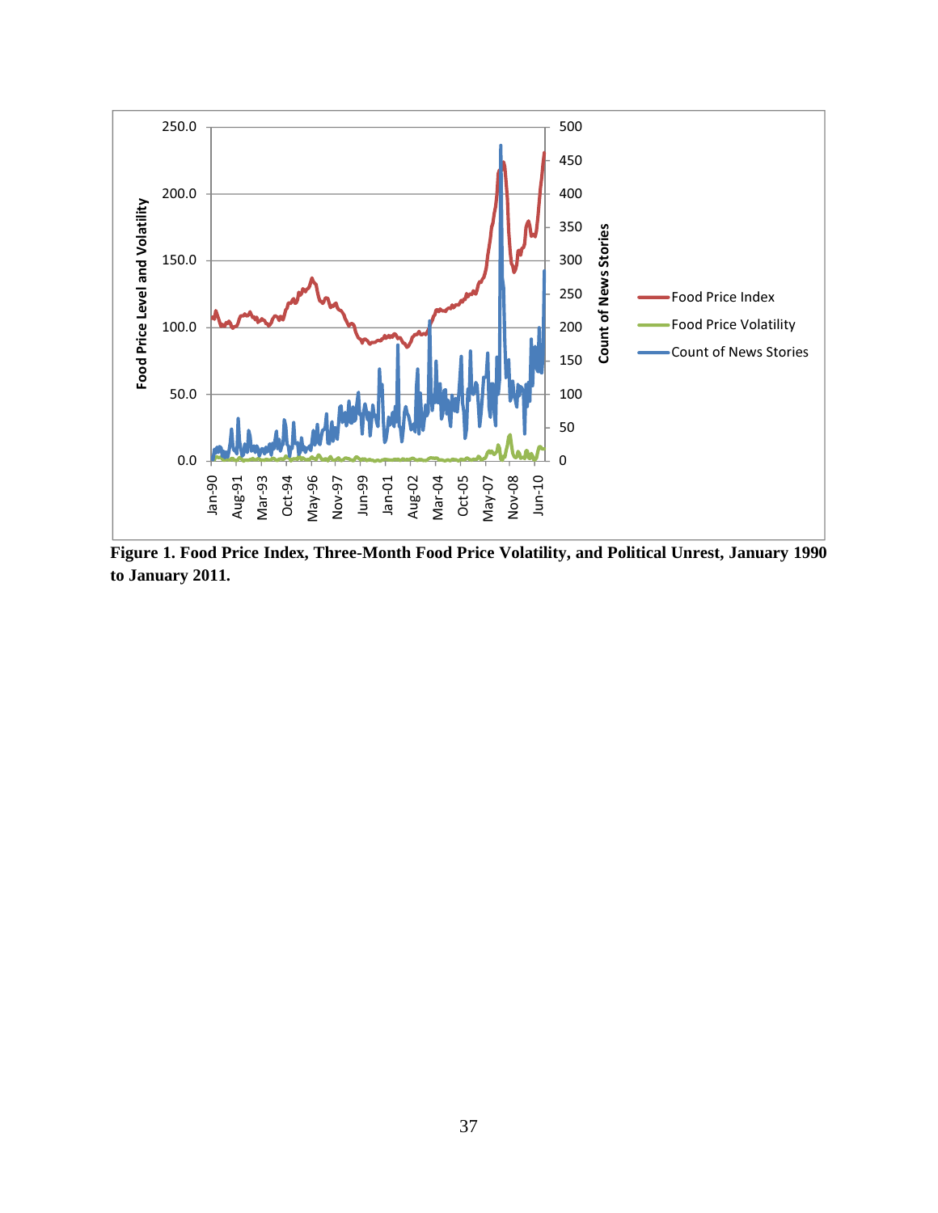**Figure 1. Food Price Index, Three-Month Food Price Volatility, and Political Unrest, January 1990 to January 2011.**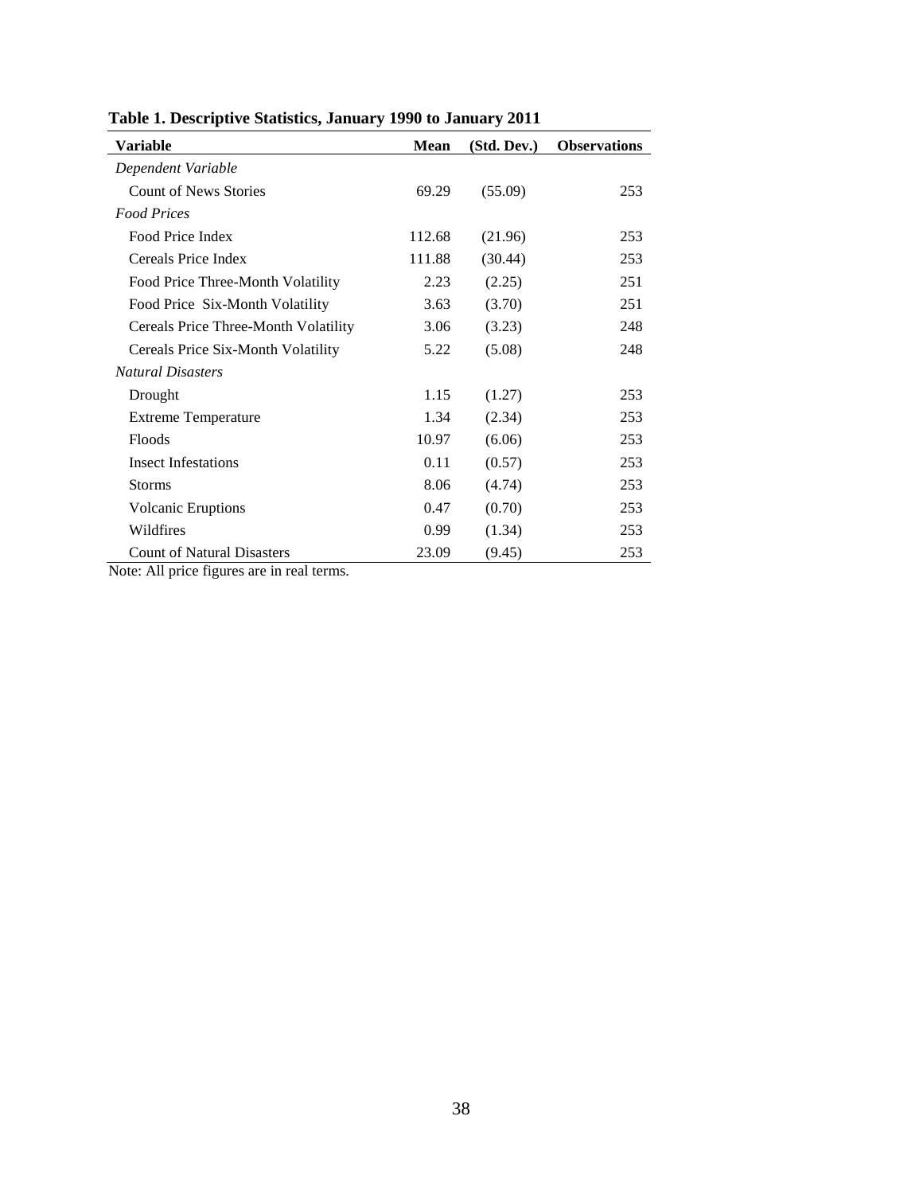**Table 1. Descriptive Statistics, January 1990 to January 2011**

| Variable | Mean | (Std. Dev.) | Observations |
|---|---|---|---|
| *Dependent Variable* | | | |
| Count of News Stories | 69.29 | (55.09) | 253 |
| *Food Prices* | | | |
| Food Price Index | 112.68 | (21.96) | 253 |
| Cereals Price Index | 111.88 | (30.44) | 253 |
| Food Price Three-Month Volatility | 2.23 | (2.25) | 251 |
| Food Price Six-Month Volatility | 3.63 | (3.70) | 251 |
| Cereals Price Three-Month Volatility | 3.06 | (3.23) | 248 |
| Cereals Price Six-Month Volatility | 5.22 | (5.08) | 248 |
| *Natural Disasters* | | | |
| Drought | 1.15 | (1.27) | 253 |
| Extreme Temperature | 1.34 | (2.34) | 253 |
| Floods | 10.97 | (6.06) | 253 |
| Insect Infestations | 0.11 | (0.57) | 253 |
| Storms | 8.06 | (4.74) | 253 |
| Volcanic Eruptions | 0.47 | (0.70) | 253 |
| Wildfires | 0.99 | (1.34) | 253 |
| Count of Natural Disasters | 23.09 | (9.45) | 253 |

Note: All price figures are in real terms.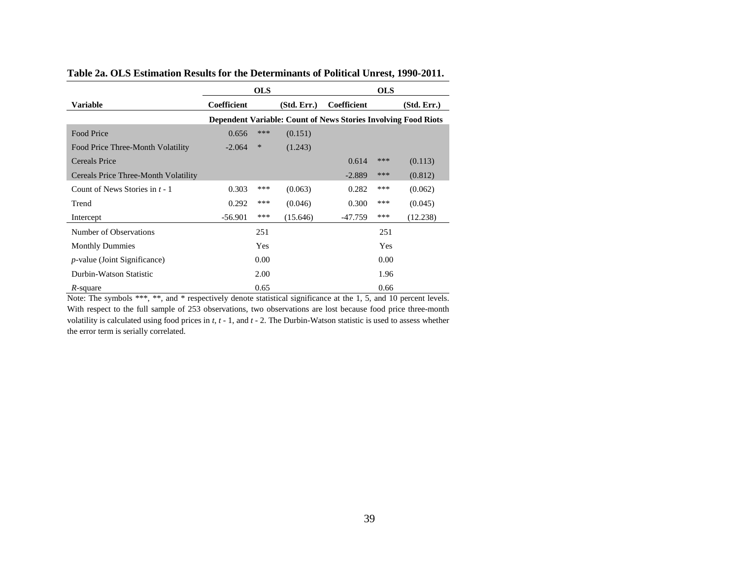**Table 2a. OLS Estimation Results for the Determinants of Political Unrest, 1990-2011.**

| | OLS | | | OLS | | |
|---|---|---|---|---|---|---|
| **Variable** | **Coefficient** | | **(Std. Err.)** | **Coefficient** | | **(Std. Err.)** |
| | **Dependent Variable: Count of News Stories Involving Food Riots** | | | | | |
| Food Price | 0.656 | *** | (0.151) | | | |
| Food Price Three-Month Volatility | -2.064 | * | (1.243) | | | |
| Cereals Price | | | | 0.614 | *** | (0.113) |
| Cereals Price Three-Month Volatility | | | | -2.889 | *** | (0.812) |
| Count of News Stories in $t$ - 1 | 0.303 | *** | (0.063) | 0.282 | *** | (0.062) |
| Trend | 0.292 | *** | (0.046) | 0.300 | *** | (0.045) |
| Intercept | -56.901 | *** | (15.646) | -47.759 | *** | (12.238) |
| Number of Observations | 251 | | | 251 | | |
| Monthly Dummies | Yes | | | Yes | | |
| $p$-value (Joint Significance) | 0.00 | | | 0.00 | | |
| Durbin-Watson Statistic | 2.00 | | | 1.96 | | |
| $R$-square | 0.65 | | | 0.66 | | |

Note: The symbols ***, **, and * respectively denote statistical significance at the 1, 5, and 10 percent levels. With respect to the full sample of 253 observations, two observations are lost because food price three-month volatility is calculated using food prices in $t$, $t$ - 1, and $t$ - 2. The Durbin-Watson statistic is used to assess whether the error term is serially correlated.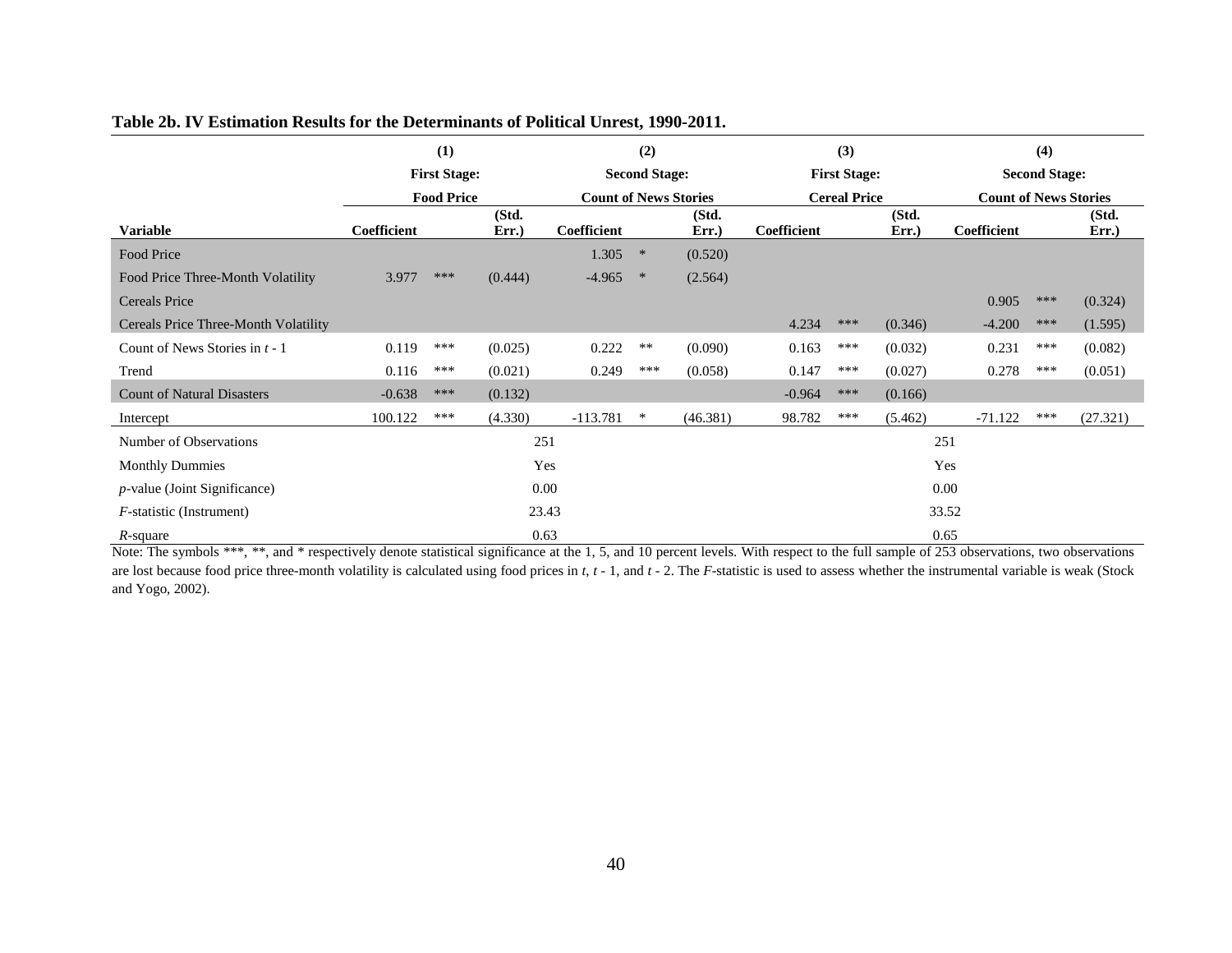**Table 2b. IV Estimation Results for the Determinants of Political Unrest, 1990-2011.**

| | (1) | | | (2) | | | (3) | | | (4) | | |
|---|---|---|---|---|---|---|---|---|---|---|---|---|
| | First Stage: | | | Second Stage: | | | First Stage: | | | Second Stage: | | |
| | Food Price | | | Count of News Stories | | | Cereal Price | | | Count of News Stories | | |
| **Variable** | **Coefficient** | | **(Std. Err.)** | **Coefficient** | | **(Std. Err.)** | **Coefficient** | | **(Std. Err.)** | **Coefficient** | | **(Std. Err.)** |
| Food Price | | | | 1.305 | * | (0.520) | | | | | | |
| Food Price Three-Month Volatility | 3.977 | *** | (0.444) | -4.965 | * | (2.564) | | | | | | |
| Cereals Price | | | | | | | | | | 0.905 | *** | (0.324) |
| Cereals Price Three-Month Volatility | | | | | | | 4.234 | *** | (0.346) | -4.200 | *** | (1.595) |
| Count of News Stories in $t$ - 1 | 0.119 | *** | (0.025) | 0.222 | ** | (0.090) | 0.163 | *** | (0.032) | 0.231 | *** | (0.082) |
| Trend | 0.116 | *** | (0.021) | 0.249 | *** | (0.058) | 0.147 | *** | (0.027) | 0.278 | *** | (0.051) |
| Count of Natural Disasters | -0.638 | *** | (0.132) | | | | -0.964 | *** | (0.166) | | | |
| Intercept | 100.122 | *** | (4.330) | -113.781 | * | (46.381) | 98.782 | *** | (5.462) | -71.122 | *** | (27.321) |
| Number of Observations | | | 251 | | | | | | 251 | | | |
| Monthly Dummies | | | Yes | | | | | | Yes | | | |
| $p$-value (Joint Significance) | | | 0.00 | | | | | | 0.00 | | | |
| $F$-statistic (Instrument) | | | 23.43 | | | | | | 33.52 | | | |
| $R$-square | | | 0.63 | | | | | | 0.65 | | | |

Note: The symbols ***, **, and * respectively denote statistical significance at the 1, 5, and 10 percent levels. With respect to the full sample of 253 observations, two observations are lost because food price three-month volatility is calculated using food prices in $t$, $t$ - 1, and $t$ - 2. The $F$-statistic is used to assess whether the instrumental variable is weak (Stock and Yogo, 2002).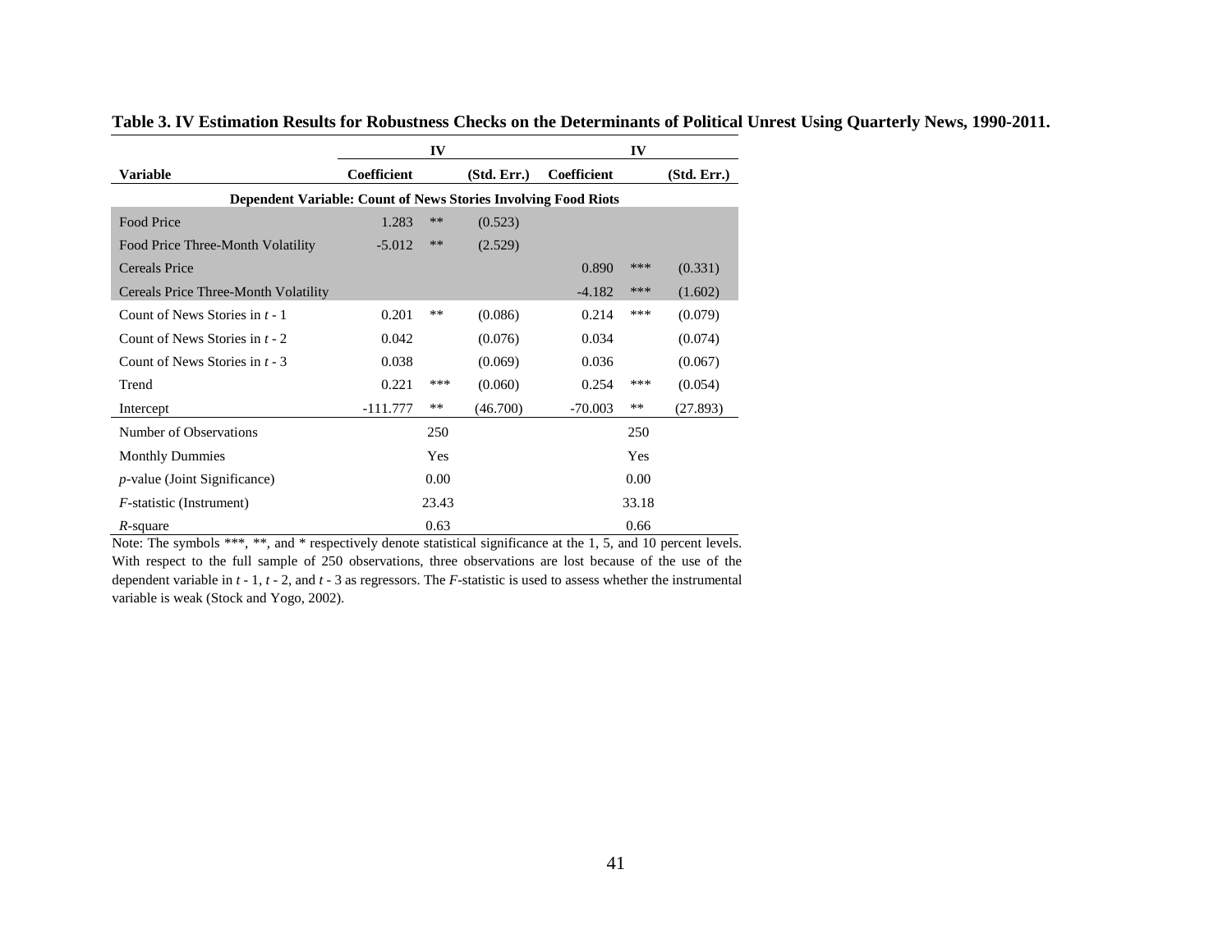**Table 3. IV Estimation Results for Robustness Checks on the Determinants of Political Unrest Using Quarterly News, 1990-2011.**

| | IV | | | IV | | |
|---|---|---|---|---|---|---|
| **Variable** | **Coefficient** | | **(Std. Err.)** | **Coefficient** | | **(Std. Err.)** |
| **Dependent Variable: Count of News Stories Involving Food Riots** | | | | | | |
| Food Price | 1.283 | ** | (0.523) | | | |
| Food Price Three-Month Volatility | -5.012 | ** | (2.529) | | | |
| Cereals Price | | | | 0.890 | *** | (0.331) |
| Cereals Price Three-Month Volatility | | | | -4.182 | *** | (1.602) |
| Count of News Stories in $t$ - 1 | 0.201 | ** | (0.086) | 0.214 | *** | (0.079) |
| Count of News Stories in $t$ - 2 | 0.042 | | (0.076) | 0.034 | | (0.074) |
| Count of News Stories in $t$ - 3 | 0.038 | | (0.069) | 0.036 | | (0.067) |
| Trend | 0.221 | *** | (0.060) | 0.254 | *** | (0.054) |
| Intercept | -111.777 | ** | (46.700) | -70.003 | ** | (27.893) |
| Number of Observations | | 250 | | | 250 | |
| Monthly Dummies | | Yes | | | Yes | |
| $p$-value (Joint Significance) | | 0.00 | | | 0.00 | |
| $F$-statistic (Instrument) | | 23.43 | | | 33.18 | |
| $R$-square | | 0.63 | | | 0.66 | |

Note: The symbols ***, **, and * respectively denote statistical significance at the 1, 5, and 10 percent levels. With respect to the full sample of 250 observations, three observations are lost because of the use of the dependent variable in $t$ - 1, $t$ - 2, and $t$ - 3 as regressors. The $F$-statistic is used to assess whether the instrumental variable is weak (Stock and Yogo, 2002).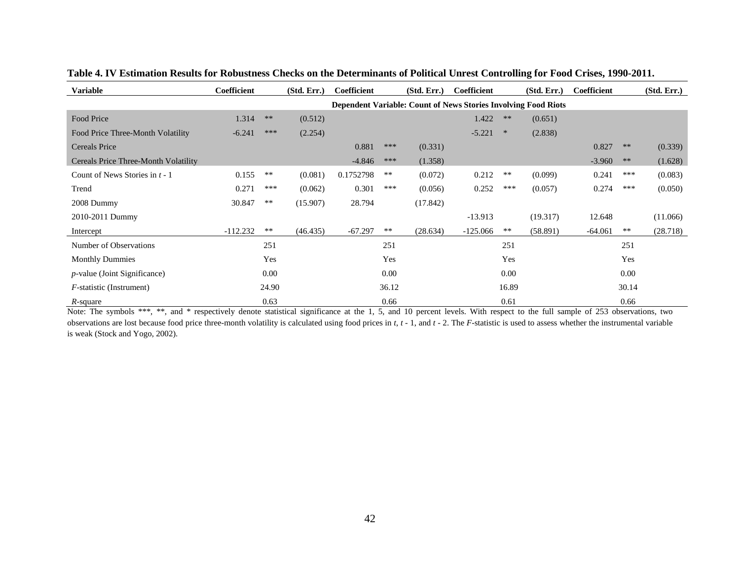**Table 4. IV Estimation Results for Robustness Checks on the Determinants of Political Unrest Controlling for Food Crises, 1990-2011.**

| Variable | Coefficient | | (Std. Err.) | Coefficient | | (Std. Err.) | Coefficient | | (Std. Err.) | Coefficient | | (Std. Err.) |
|---|---|---|---|---|---|---|---|---|---|---|---|---|
| | Dependent Variable: Count of News Stories Involving Food Riots | | | | | | | | | | | |
| Food Price | 1.314 | ** | (0.512) | | | | 1.422 | ** | (0.651) | | | |
| Food Price Three-Month Volatility | -6.241 | *** | (2.254) | | | | -5.221 | * | (2.838) | | | |
| Cereals Price | | | | 0.881 | *** | (0.331) | | | | 0.827 | ** | (0.339) |
| Cereals Price Three-Month Volatility | | | | -4.846 | *** | (1.358) | | | | -3.960 | ** | (1.628) |
| Count of News Stories in $t$ - 1 | 0.155 | ** | (0.081) | 0.1752798 | ** | (0.072) | 0.212 | ** | (0.099) | 0.241 | *** | (0.083) |
| Trend | 0.271 | *** | (0.062) | 0.301 | *** | (0.056) | 0.252 | *** | (0.057) | 0.274 | *** | (0.050) |
| 2008 Dummy | 30.847 | ** | (15.907) | 28.794 | | (17.842) | | | | | | |
| 2010-2011 Dummy | | | | | | | -13.913 | | (19.317) | 12.648 | | (11.066) |
| Intercept | -112.232 | ** | (46.435) | -67.297 | ** | (28.634) | -125.066 | ** | (58.891) | -64.061 | ** | (28.718) |
| Number of Observations | 251 | | | 251 | | | 251 | | | 251 | | |
| Monthly Dummies | Yes | | | Yes | | | Yes | | | Yes | | |
| $p$-value (Joint Significance) | 0.00 | | | 0.00 | | | 0.00 | | | 0.00 | | |
| $F$-statistic (Instrument) | 24.90 | | | 36.12 | | | 16.89 | | | 30.14 | | |
| $R$-square | 0.63 | | | 0.66 | | | 0.61 | | | 0.66 | | |

Note: The symbols ***, **, and * respectively denote statistical significance at the 1, 5, and 10 percent levels. With respect to the full sample of 253 observations, two observations are lost because food price three-month volatility is calculated using food prices in $t$, $t$ - 1, and $t$ - 2. The $F$-statistic is used to assess whether the instrumental variable is weak (Stock and Yogo, 2002).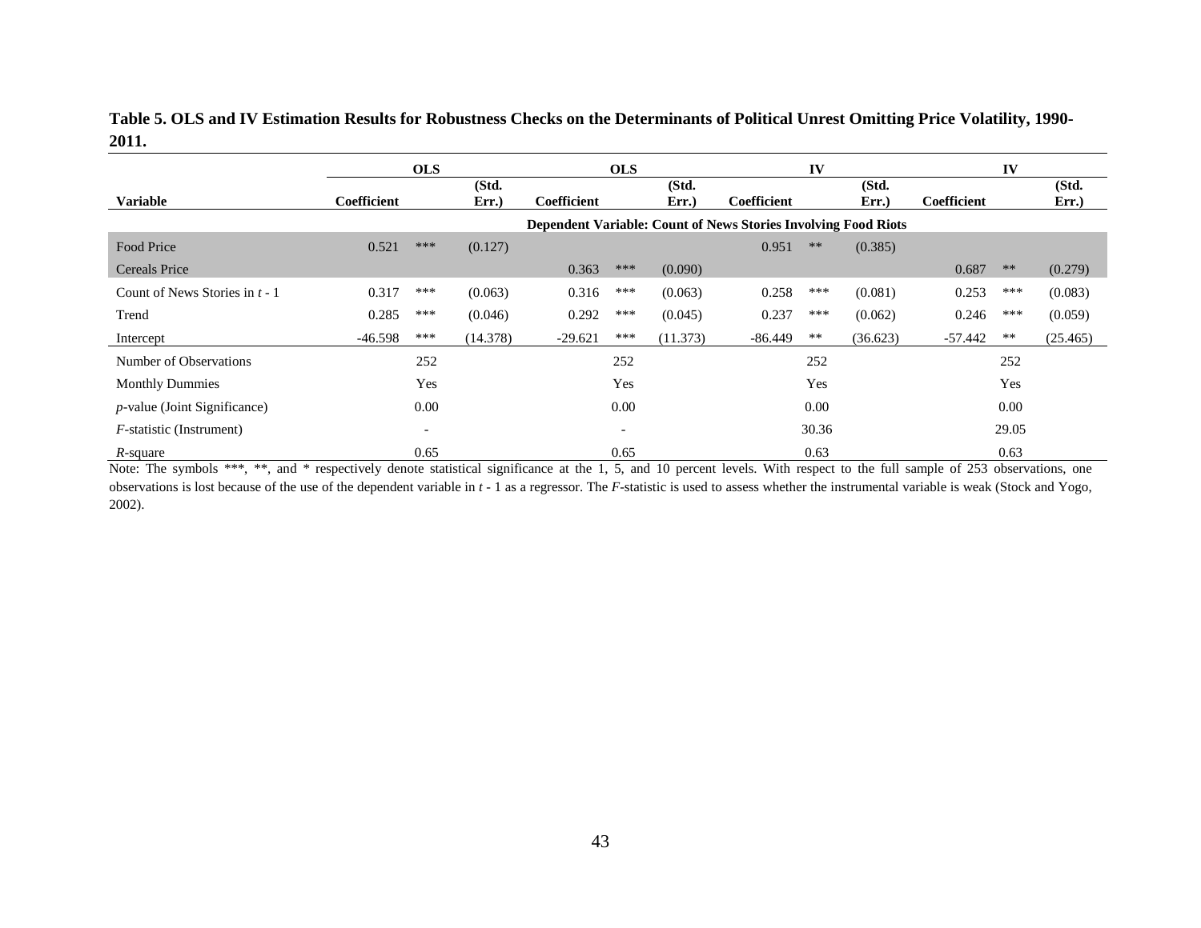**Table 5. OLS and IV Estimation Results for Robustness Checks on the Determinants of Political Unrest Omitting Price Volatility, 1990-2011.**

| | OLS | | | OLS | | | IV | | | IV | | |
|---|---|---|---|---|---|---|---|---|---|---|---|---|
| **Variable** | **Coefficient** | | **(Std. Err.)** | **Coefficient** | | **(Std. Err.)** | **Coefficient** | | **(Std. Err.)** | **Coefficient** | | **(Std. Err.)** |
| | **Dependent Variable: Count of News Stories Involving Food Riots** | | | | | | | | | | | |
| Food Price | 0.521 | *** | (0.127) | | | | 0.951 | ** | (0.385) | | | |
| Cereals Price | | | | 0.363 | *** | (0.090) | | | | 0.687 | ** | (0.279) |
| Count of News Stories in $t$ - 1 | 0.317 | *** | (0.063) | 0.316 | *** | (0.063) | 0.258 | *** | (0.081) | 0.253 | *** | (0.083) |
| Trend | 0.285 | *** | (0.046) | 0.292 | *** | (0.045) | 0.237 | *** | (0.062) | 0.246 | *** | (0.059) |
| Intercept | -46.598 | *** | (14.378) | -29.621 | *** | (11.373) | -86.449 | ** | (36.623) | -57.442 | ** | (25.465) |
| Number of Observations | | 252 | | | 252 | | | 252 | | | 252 | |
| Monthly Dummies | | Yes | | | Yes | | | Yes | | | Yes | |
| *p*-value (Joint Significance) | | 0.00 | | | 0.00 | | | 0.00 | | | 0.00 | |
| *F*-statistic (Instrument) | | - | | | - | | | 30.36 | | | 29.05 | |
| $R$-square | | 0.65 | | | 0.65 | | | 0.63 | | | 0.63 | |

Note: The symbols ***, **, and * respectively denote statistical significance at the 1, 5, and 10 percent levels. With respect to the full sample of 253 observations, one observations is lost because of the use of the dependent variable in $t$ - 1 as a regressor. The *F*-statistic is used to assess whether the instrumental variable is weak (Stock and Yogo, 2002).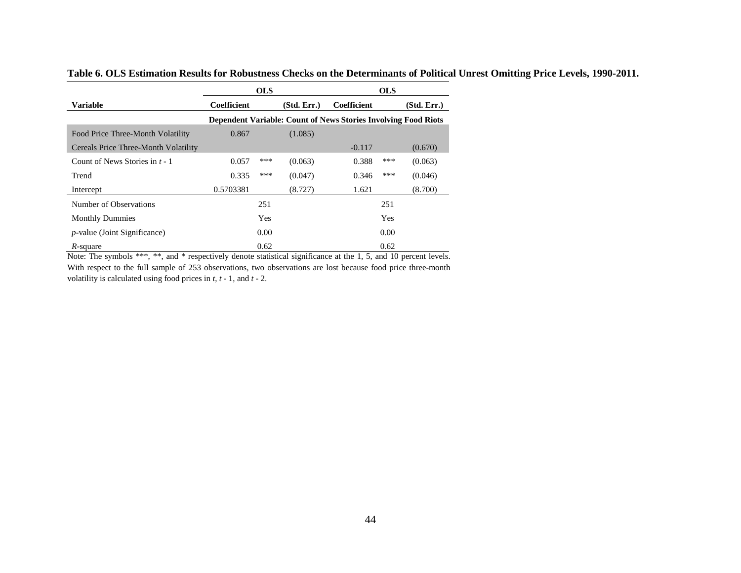**Table 6. OLS Estimation Results for Robustness Checks on the Determinants of Political Unrest Omitting Price Levels, 1990-2011.**

| | OLS | | | OLS | | |
|---|---|---|---|---|---|---|
| **Variable** | **Coefficient** | | **(Std. Err.)** | **Coefficient** | | **(Std. Err.)** |
| | **Dependent Variable: Count of News Stories Involving Food Riots** | | | | | |
| Food Price Three-Month Volatility | 0.867 | | (1.085) | | | |
| Cereals Price Three-Month Volatility | | | | -0.117 | | (0.670) |
| Count of News Stories in $t$ - 1 | 0.057 | *** | (0.063) | 0.388 | *** | (0.063) |
| Trend | 0.335 | *** | (0.047) | 0.346 | *** | (0.046) |
| Intercept | 0.5703381 | | (8.727) | 1.621 | | (8.700) |
| Number of Observations | | 251 | | | 251 | |
| Monthly Dummies | | Yes | | | Yes | |
| $p$-value (Joint Significance) | | 0.00 | | | 0.00 | |
| $R$-square | | 0.62 | | | 0.62 | |

Note: The symbols ***, **, and * respectively denote statistical significance at the 1, 5, and 10 percent levels. With respect to the full sample of 253 observations, two observations are lost because food price three-month volatility is calculated using food prices in $t$, $t$ - 1, and $t$ - 2.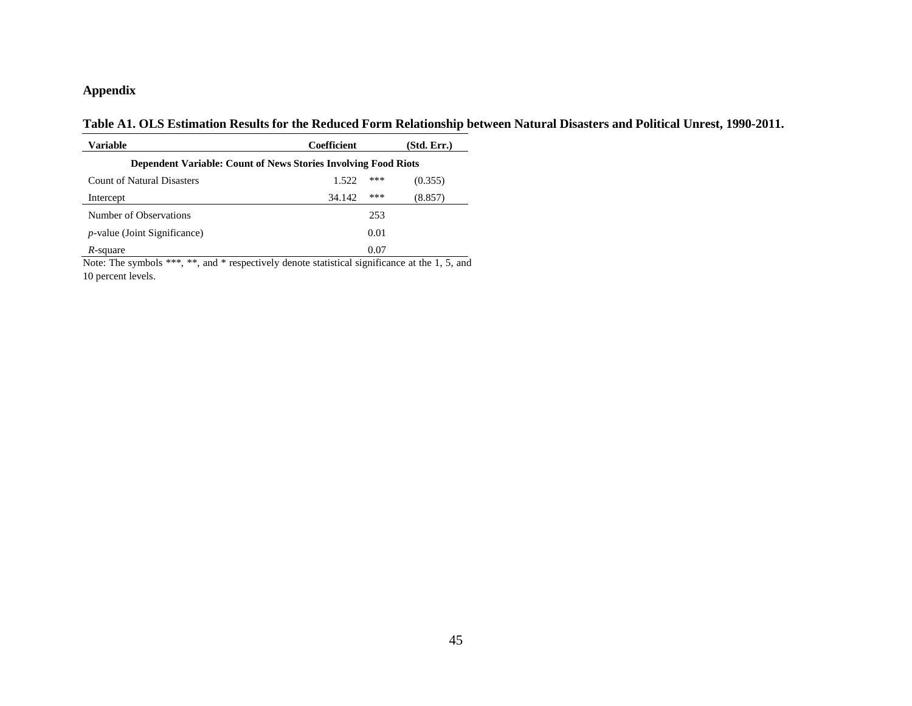## Appendix

**Table A1. OLS Estimation Results for the Reduced Form Relationship between Natural Disasters and Political Unrest, 1990-2011.**

| Variable | Coefficient | | (Std. Err.) |
|---|---|---|---|
| **Dependent Variable: Count of News Stories Involving Food Riots** | | | |
| Count of Natural Disasters | 1.522 | *** | (0.355) |
| Intercept | 34.142 | *** | (8.857) |
| Number of Observations | | 253 | |
| *p*-value (Joint Significance) | | 0.01 | |
| *R*-square | | 0.07 | |

Note: The symbols ***, **, and * respectively denote statistical significance at the 1, 5, and 10 percent levels.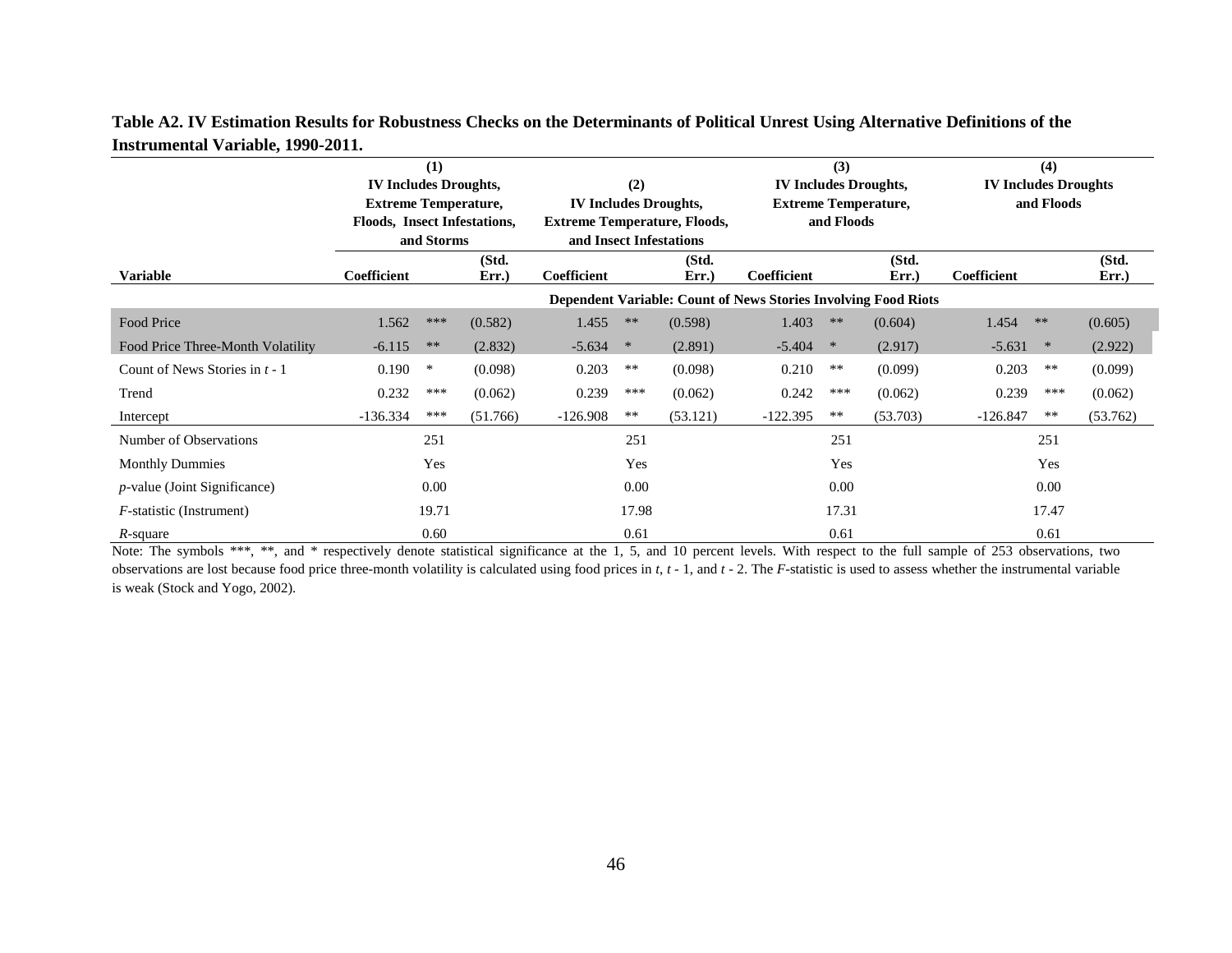**Table A2. IV Estimation Results for Robustness Checks on the Determinants of Political Unrest Using Alternative Definitions of the Instrumental Variable, 1990-2011.**

| | (1) IV Includes Droughts, Extreme Temperature, Floods, Insect Infestations, and Storms | | | (2) IV Includes Droughts, Extreme Temperature, Floods, and Insect Infestations | | | (3) IV Includes Droughts, Extreme Temperature, and Floods | | | (4) IV Includes Droughts and Floods | | |
|---|---|---|---|---|---|---|---|---|---|---|---|---|
| **Variable** | **Coefficient** | | **(Std. Err.)** | **Coefficient** | | **(Std. Err.)** | **Coefficient** | | **(Std. Err.)** | **Coefficient** | | **(Std. Err.)** |
| | **Dependent Variable: Count of News Stories Involving Food Riots** | | | | | | | | | | | |
| Food Price | 1.562 | *** | (0.582) | 1.455 | ** | (0.598) | 1.403 | ** | (0.604) | 1.454 | ** | (0.605) |
| Food Price Three-Month Volatility | -6.115 | ** | (2.832) | -5.634 | * | (2.891) | -5.404 | * | (2.917) | -5.631 | * | (2.922) |
| Count of News Stories in $t$ - 1 | 0.190 | * | (0.098) | 0.203 | ** | (0.098) | 0.210 | ** | (0.099) | 0.203 | ** | (0.099) |
| Trend | 0.232 | *** | (0.062) | 0.239 | *** | (0.062) | 0.242 | *** | (0.062) | 0.239 | *** | (0.062) |
| Intercept | -136.334 | *** | (51.766) | -126.908 | ** | (53.121) | -122.395 | ** | (53.703) | -126.847 | ** | (53.762) |
| Number of Observations | | 251 | | | 251 | | | 251 | | | 251 | |
| Monthly Dummies | | Yes | | | Yes | | | Yes | | | Yes | |
| $p$-value (Joint Significance) | | 0.00 | | | 0.00 | | | 0.00 | | | 0.00 | |
| $F$-statistic (Instrument) | | 19.71 | | | 17.98 | | | 17.31 | | | 17.47 | |
| $R$-square | | 0.60 | | | 0.61 | | | 0.61 | | | 0.61 | |

Note: The symbols ***, **, and * respectively denote statistical significance at the 1, 5, and 10 percent levels. With respect to the full sample of 253 observations, two observations are lost because food price three-month volatility is calculated using food prices in $t$, $t$ - 1, and $t$ - 2. The $F$-statistic is used to assess whether the instrumental variable is weak (Stock and Yogo, 2002).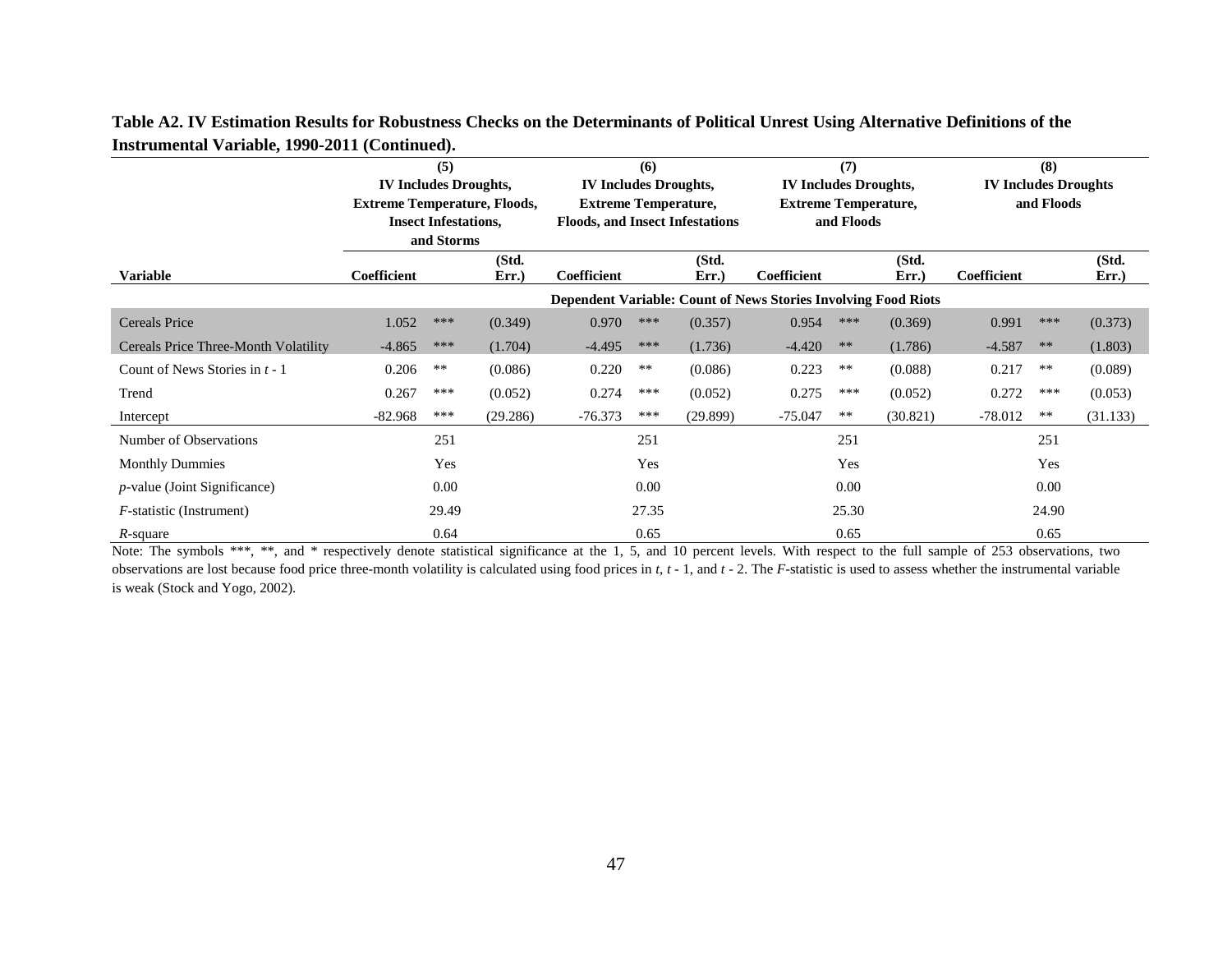**Table A2. IV Estimation Results for Robustness Checks on the Determinants of Political Unrest Using Alternative Definitions of the Instrumental Variable, 1990-2011 (Continued).**

| | (5) IV Includes Droughts, Extreme Temperature, Floods, Insect Infestations, and Storms | | | (6) IV Includes Droughts, Extreme Temperature, Floods, and Insect Infestations | | | (7) IV Includes Droughts, Extreme Temperature, and Floods | | | (8) IV Includes Droughts and Floods | | |
|---|---|---|---|---|---|---|---|---|---|---|---|---|
| **Variable** | **Coefficient** | | **(Std. Err.)** | **Coefficient** | | **(Std. Err.)** | **Coefficient** | | **(Std. Err.)** | **Coefficient** | | **(Std. Err.)** |
| | **Dependent Variable: Count of News Stories Involving Food Riots** | | | | | | | | | | | |
| Cereals Price | 1.052 | *** | (0.349) | 0.970 | *** | (0.357) | 0.954 | *** | (0.369) | 0.991 | *** | (0.373) |
| Cereals Price Three-Month Volatility | -4.865 | *** | (1.704) | -4.495 | *** | (1.736) | -4.420 | ** | (1.786) | -4.587 | ** | (1.803) |
| Count of News Stories in $t$ - 1 | 0.206 | ** | (0.086) | 0.220 | ** | (0.086) | 0.223 | ** | (0.088) | 0.217 | ** | (0.089) |
| Trend | 0.267 | *** | (0.052) | 0.274 | *** | (0.052) | 0.275 | *** | (0.052) | 0.272 | *** | (0.053) |
| Intercept | -82.968 | *** | (29.286) | -76.373 | *** | (29.899) | -75.047 | ** | (30.821) | -78.012 | ** | (31.133) |
| Number of Observations | | 251 | | | 251 | | | 251 | | | 251 | |
| Monthly Dummies | | Yes | | | Yes | | | Yes | | | Yes | |
| $p$-value (Joint Significance) | | 0.00 | | | 0.00 | | | 0.00 | | | 0.00 | |
| $F$-statistic (Instrument) | | 29.49 | | | 27.35 | | | 25.30 | | | 24.90 | |
| $R$-square | | 0.64 | | | 0.65 | | | 0.65 | | | 0.65 | |

Note: The symbols ***, **, and * respectively denote statistical significance at the 1, 5, and 10 percent levels. With respect to the full sample of 253 observations, two observations are lost because food price three-month volatility is calculated using food prices in $t$, $t$ - 1, and $t$ - 2. The $F$-statistic is used to assess whether the instrumental variable is weak (Stock and Yogo, 2002).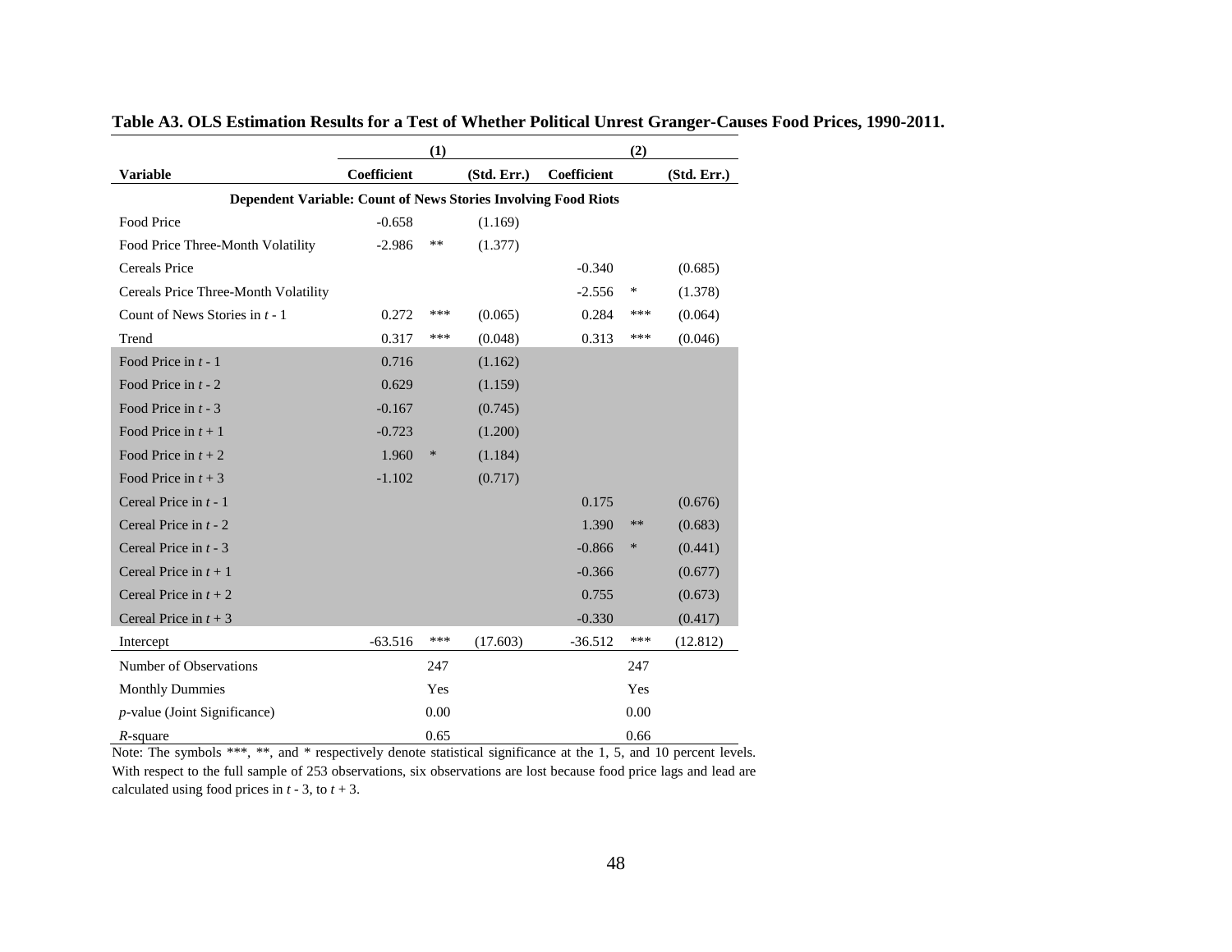**Table A3. OLS Estimation Results for a Test of Whether Political Unrest Granger-Causes Food Prices, 1990-2011.**

| | (1) | | | (2) | | |
|---|---|---|---|---|---|---|
| **Variable** | **Coefficient** | | **(Std. Err.)** | **Coefficient** | | **(Std. Err.)** |
| **Dependent Variable: Count of News Stories Involving Food Riots** | | | | | | |
| Food Price | -0.658 | | (1.169) | | | |
| Food Price Three-Month Volatility | -2.986 | ** | (1.377) | | | |
| Cereals Price | | | | -0.340 | | (0.685) |
| Cereals Price Three-Month Volatility | | | | -2.556 | * | (1.378) |
| Count of News Stories in *t* - 1 | 0.272 | *** | (0.065) | 0.284 | *** | (0.064) |
| Trend | 0.317 | *** | (0.048) | 0.313 | *** | (0.046) |
| Food Price in *t* - 1 | 0.716 | | (1.162) | | | |
| Food Price in *t* - 2 | 0.629 | | (1.159) | | | |
| Food Price in *t* - 3 | -0.167 | | (0.745) | | | |
| Food Price in *t* + 1 | -0.723 | | (1.200) | | | |
| Food Price in *t* + 2 | 1.960 | * | (1.184) | | | |
| Food Price in *t* + 3 | -1.102 | | (0.717) | | | |
| Cereal Price in *t* - 1 | | | | 0.175 | | (0.676) |
| Cereal Price in *t* - 2 | | | | 1.390 | ** | (0.683) |
| Cereal Price in *t* - 3 | | | | -0.866 | * | (0.441) |
| Cereal Price in *t* + 1 | | | | -0.366 | | (0.677) |
| Cereal Price in *t* + 2 | | | | 0.755 | | (0.673) |
| Cereal Price in *t* + 3 | | | | -0.330 | | (0.417) |
| Intercept | -63.516 | *** | (17.603) | -36.512 | *** | (12.812) |
| Number of Observations | | 247 | | | 247 | |
| Monthly Dummies | | Yes | | | Yes | |
| *p*-value (Joint Significance) | | 0.00 | | | 0.00 | |
| *R*-square | | 0.65 | | | 0.66 | |

Note: The symbols ***, **, and * respectively denote statistical significance at the 1, 5, and 10 percent levels. With respect to the full sample of 253 observations, six observations are lost because food price lags and lead are calculated using food prices in *t* - 3, to *t* + 3.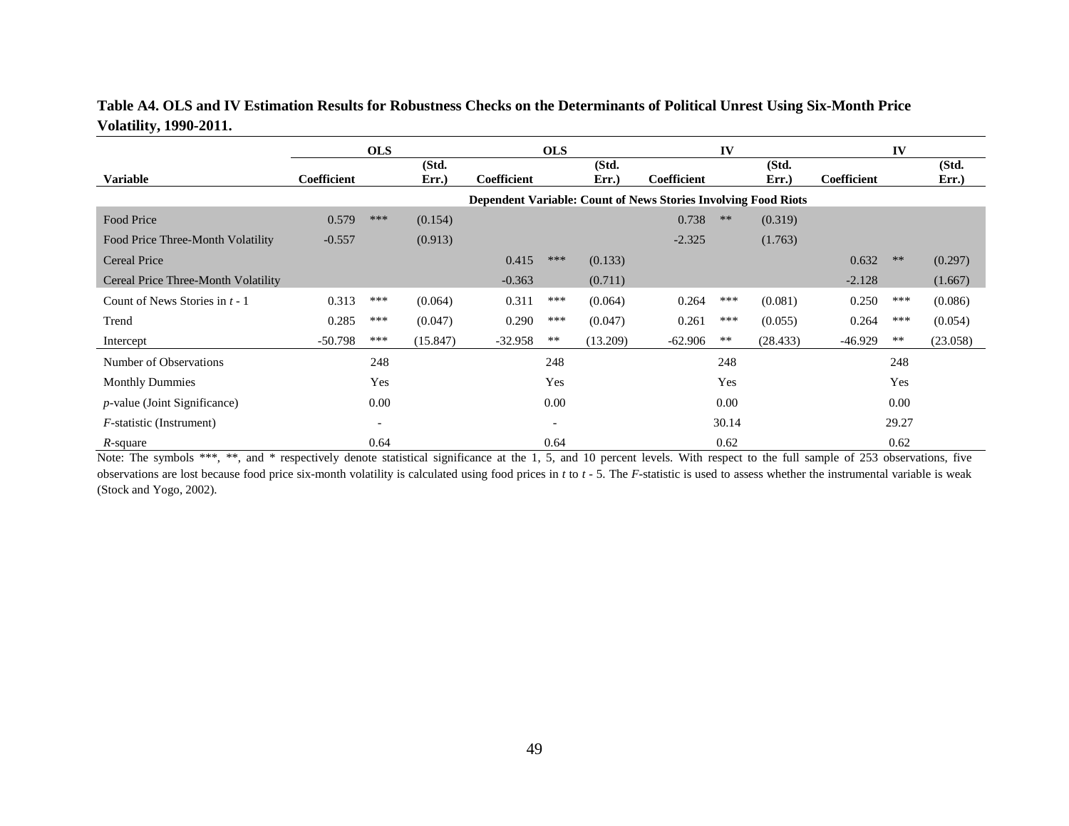**Table A4. OLS and IV Estimation Results for Robustness Checks on the Determinants of Political Unrest Using Six-Month Price Volatility, 1990-2011.**

| | OLS | | | OLS | | | IV | | | IV | | |
|---|---|---|---|---|---|---|---|---|---|---|---|---|
| Variable | Coefficient | | (Std. Err.) | Coefficient | | (Std. Err.) | Coefficient | | (Std. Err.) | Coefficient | | (Std. Err.) |
| | Dependent Variable: Count of News Stories Involving Food Riots | | | | | | | | | | | |
| Food Price | 0.579 | *** | (0.154) | | | | 0.738 | ** | (0.319) | | | |
| Food Price Three-Month Volatility | -0.557 | | (0.913) | | | | -2.325 | | (1.763) | | | |
| Cereal Price | | | | 0.415 | *** | (0.133) | | | | 0.632 | ** | (0.297) |
| Cereal Price Three-Month Volatility | | | | -0.363 | | (0.711) | | | | -2.128 | | (1.667) |
| Count of News Stories in $t$ - 1 | 0.313 | *** | (0.064) | 0.311 | *** | (0.064) | 0.264 | *** | (0.081) | 0.250 | *** | (0.086) |
| Trend | 0.285 | *** | (0.047) | 0.290 | *** | (0.047) | 0.261 | *** | (0.055) | 0.264 | *** | (0.054) |
| Intercept | -50.798 | *** | (15.847) | -32.958 | ** | (13.209) | -62.906 | ** | (28.433) | -46.929 | ** | (23.058) |
| Number of Observations | | 248 | | | 248 | | | 248 | | | 248 | |
| Monthly Dummies | | Yes | | | Yes | | | Yes | | | Yes | |
| $p$-value (Joint Significance) | | 0.00 | | | 0.00 | | | 0.00 | | | 0.00 | |
| $F$-statistic (Instrument) | | - | | | - | | | 30.14 | | | 29.27 | |
| $R$-square | | 0.64 | | | 0.64 | | | 0.62 | | | 0.62 | |

Note: The symbols ***, **, and * respectively denote statistical significance at the 1, 5, and 10 percent levels. With respect to the full sample of 253 observations, five observations are lost because food price six-month volatility is calculated using food prices in $t$ to $t$ - 5. The $F$-statistic is used to assess whether the instrumental variable is weak (Stock and Yogo, 2002).